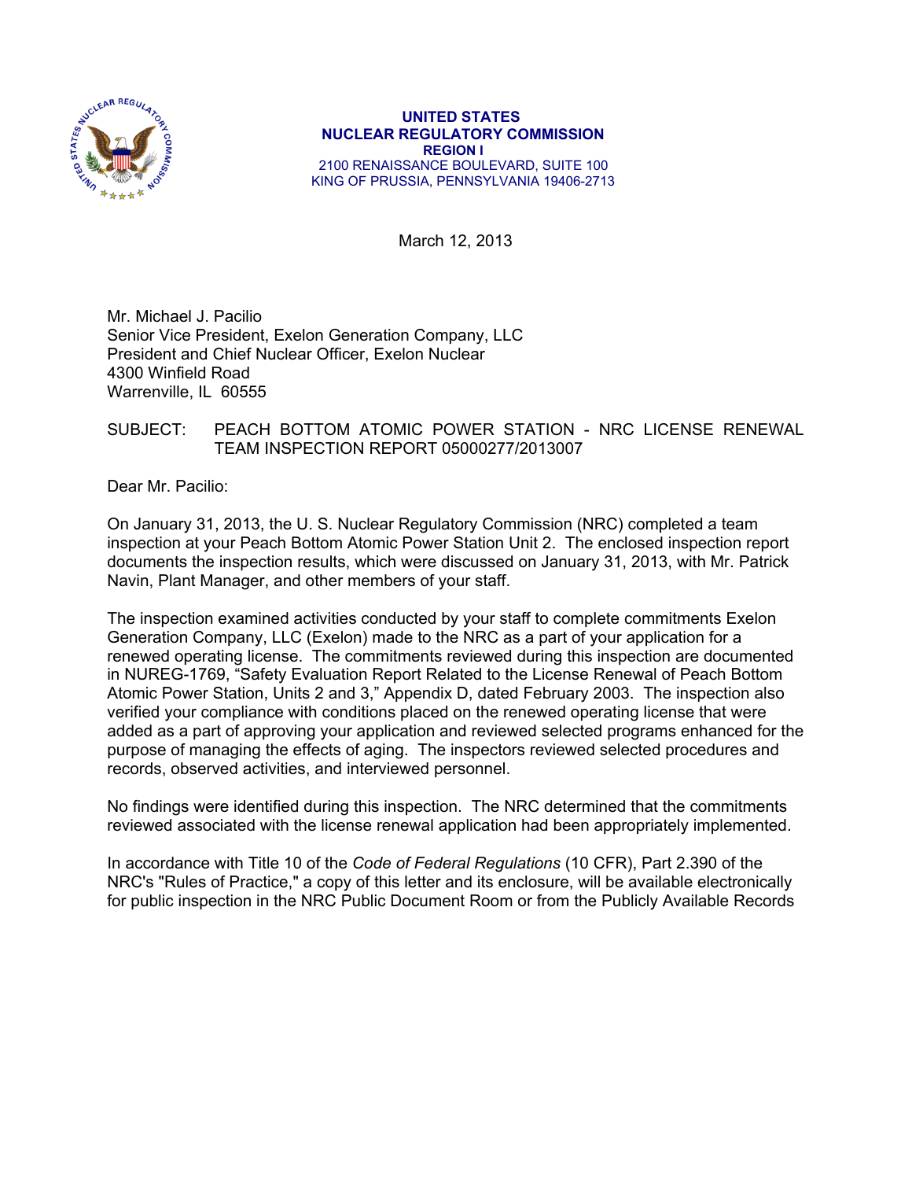**UNITED STATES**
**NUCLEAR REGULATORY COMMISSION**
**REGION I**
2100 RENAISSANCE BOULEVARD, SUITE 100
KING OF PRUSSIA, PENNSYLVANIA 19406-2713

March 12, 2013

Mr. Michael J. Pacilio
Senior Vice President, Exelon Generation Company, LLC
President and Chief Nuclear Officer, Exelon Nuclear
4300 Winfield Road
Warrenville, IL 60555

SUBJECT: PEACH BOTTOM ATOMIC POWER STATION - NRC LICENSE RENEWAL TEAM INSPECTION REPORT 05000277/2013007

Dear Mr. Pacilio:

On January 31, 2013, the U. S. Nuclear Regulatory Commission (NRC) completed a team inspection at your Peach Bottom Atomic Power Station Unit 2. The enclosed inspection report documents the inspection results, which were discussed on January 31, 2013, with Mr. Patrick Navin, Plant Manager, and other members of your staff.

The inspection examined activities conducted by your staff to complete commitments Exelon Generation Company, LLC (Exelon) made to the NRC as a part of your application for a renewed operating license. The commitments reviewed during this inspection are documented in NUREG-1769, "Safety Evaluation Report Related to the License Renewal of Peach Bottom Atomic Power Station, Units 2 and 3," Appendix D, dated February 2003. The inspection also verified your compliance with conditions placed on the renewed operating license that were added as a part of approving your application and reviewed selected programs enhanced for the purpose of managing the effects of aging. The inspectors reviewed selected procedures and records, observed activities, and interviewed personnel.

No findings were identified during this inspection. The NRC determined that the commitments reviewed associated with the license renewal application had been appropriately implemented.

In accordance with Title 10 of the *Code of Federal Regulations* (10 CFR), Part 2.390 of the NRC's "Rules of Practice," a copy of this letter and its enclosure, will be available electronically for public inspection in the NRC Public Document Room or from the Publicly Available Records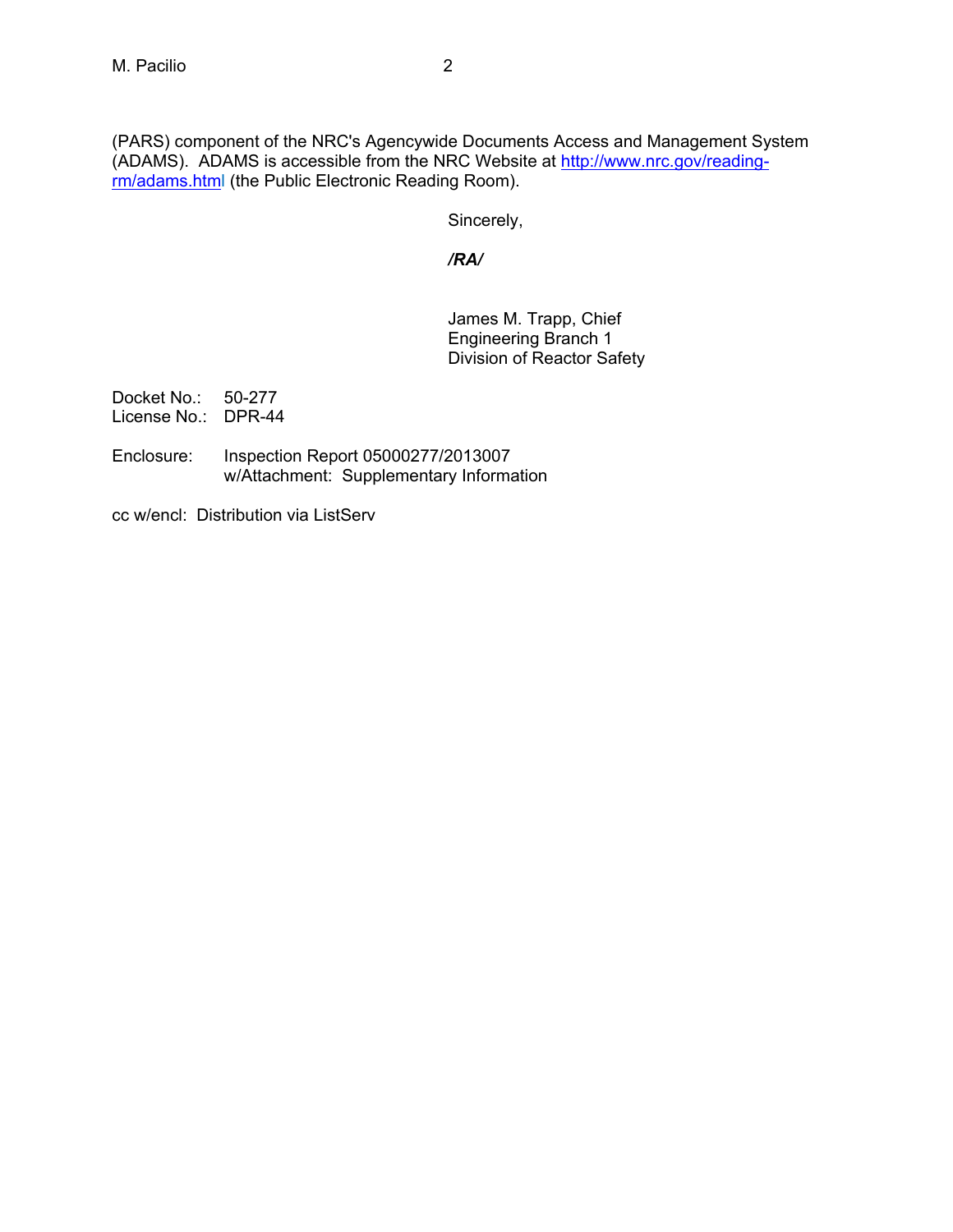(PARS) component of the NRC's Agencywide Documents Access and Management System (ADAMS). ADAMS is accessible from the NRC Website at http://www.nrc.gov/reading-rm/adams.html (the Public Electronic Reading Room).

Sincerely,

***/RA/***

James M. Trapp, Chief
Engineering Branch 1
Division of Reactor Safety

Docket No.: 50-277
License No.: DPR-44

Enclosure: Inspection Report 05000277/2013007
w/Attachment: Supplementary Information

cc w/encl: Distribution via ListServ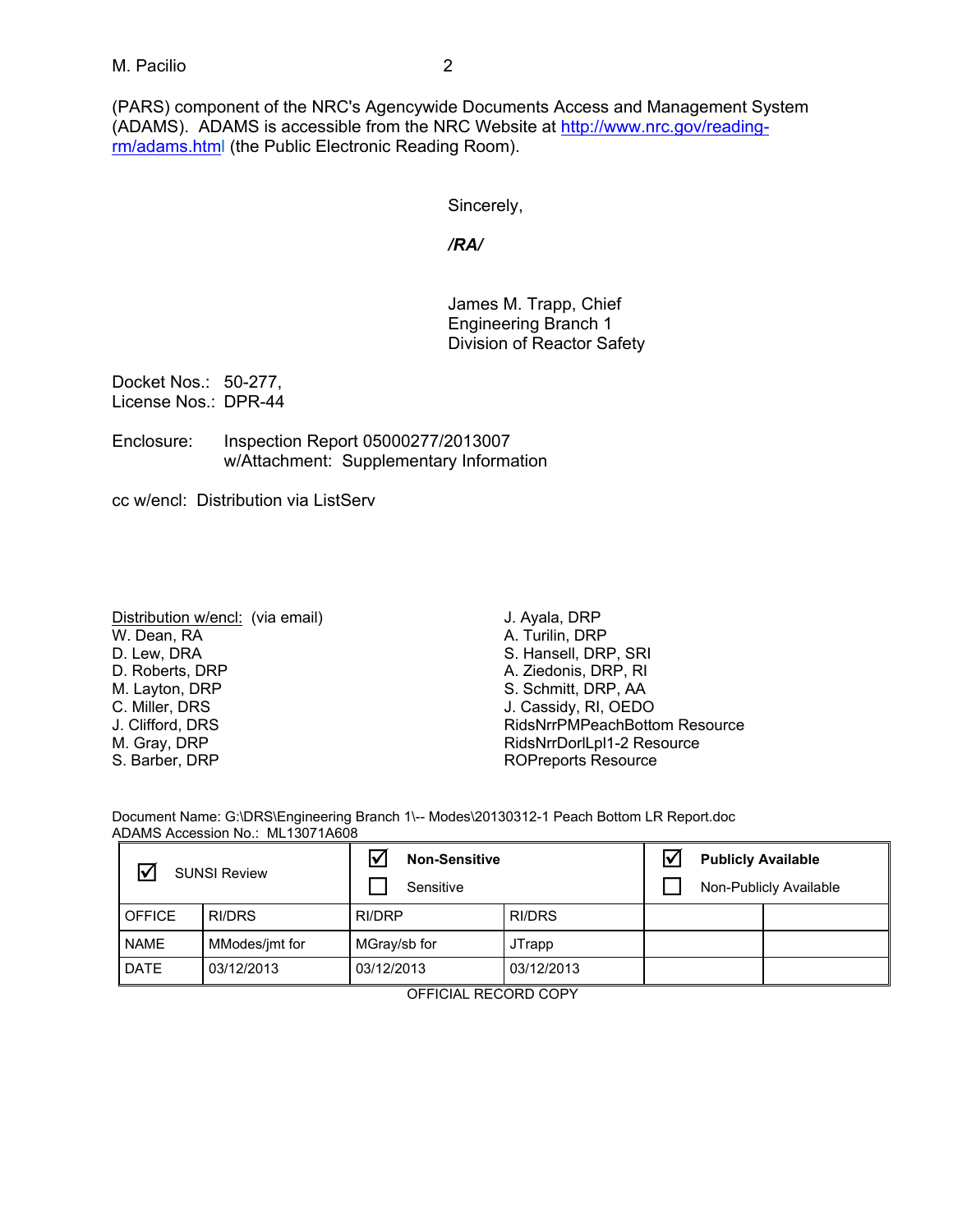(PARS) component of the NRC's Agencywide Documents Access and Management System (ADAMS). ADAMS is accessible from the NRC Website at http://www.nrc.gov/reading-rm/adams.html (the Public Electronic Reading Room).

Sincerely,

*/RA/*

James M. Trapp, Chief
Engineering Branch 1
Division of Reactor Safety

Docket Nos.: 50-277,
License Nos.: DPR-44

Enclosure: Inspection Report 05000277/2013007
w/Attachment: Supplementary Information

cc w/encl: Distribution via ListServ

Distribution w/encl: (via email)
W. Dean, RA
D. Lew, DRA
D. Roberts, DRP
M. Layton, DRP
C. Miller, DRS
J. Clifford, DRS
M. Gray, DRP
S. Barber, DRP
J. Ayala, DRP
A. Turilin, DRP
S. Hansell, DRP, SRI
A. Ziedonis, DRP, RI
S. Schmitt, DRP, AA
J. Cassidy, RI, OEDO
RidsNrrPMPeachBottom Resource
RidsNrrDorlLpl1-2 Resource
ROPreports Resource

Document Name: G:\DRS\Engineering Branch 1\-- Modes\20130312-1 Peach Bottom LR Report.doc
ADAMS Accession No.: ML13071A608

| ☑ SUNSI Review | | ☑ Non-Sensitive<br>☐ Sensitive | | ☑ Publicly Available<br>☐ Non-Publicly Available | |
|---|---|---|---|---|---|
| OFFICE | RI/DRS | RI/DRP | RI/DRS | | |
| NAME | MModes/jmt for | MGray/sb for | JTrapp | | |
| DATE | 03/12/2013 | 03/12/2013 | 03/12/2013 | | |

OFFICIAL RECORD COPY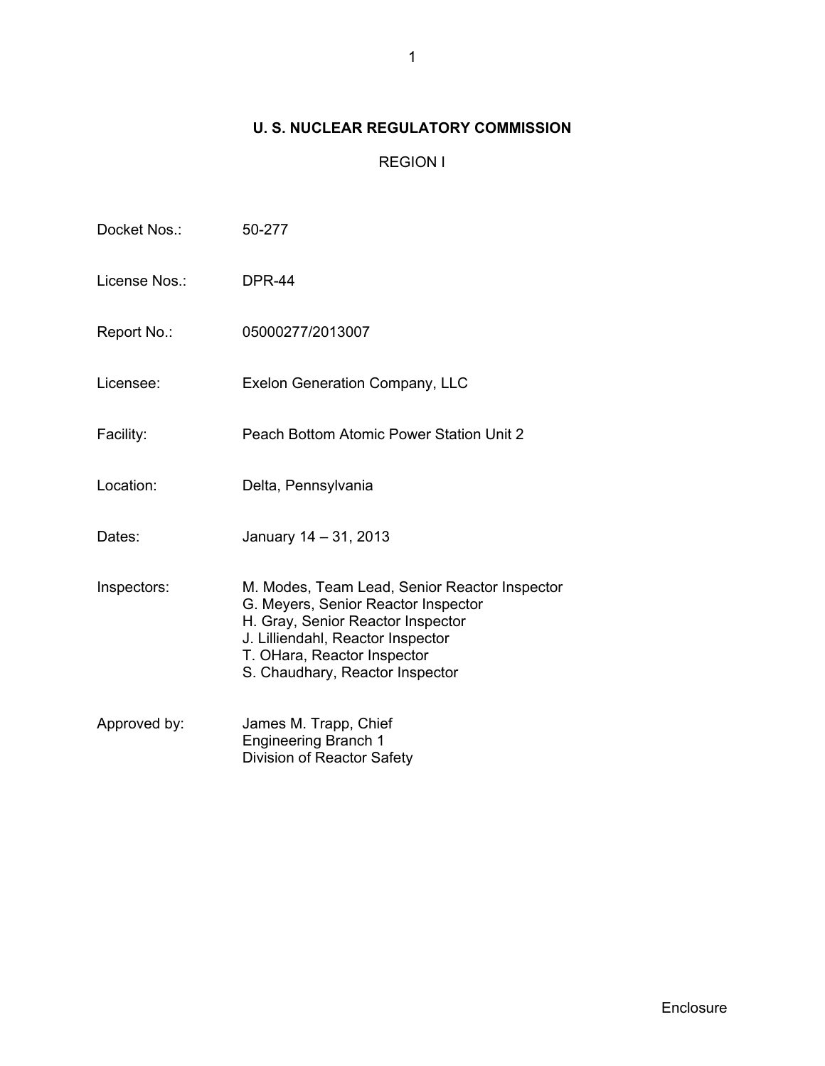**U. S. NUCLEAR REGULATORY COMMISSION**

REGION I

| | |
|---|---|
| Docket Nos.: | 50-277 |
| License Nos.: | DPR-44 |
| Report No.: | 05000277/2013007 |
| Licensee: | Exelon Generation Company, LLC |
| Facility: | Peach Bottom Atomic Power Station Unit 2 |
| Location: | Delta, Pennsylvania |
| Dates: | January 14 – 31, 2013 |
| Inspectors: | M. Modes, Team Lead, Senior Reactor Inspector<br>G. Meyers, Senior Reactor Inspector<br>H. Gray, Senior Reactor Inspector<br>J. Lilliendahl, Reactor Inspector<br>T. OHara, Reactor Inspector<br>S. Chaudhary, Reactor Inspector |
| Approved by: | James M. Trapp, Chief<br>Engineering Branch 1<br>Division of Reactor Safety |

Enclosure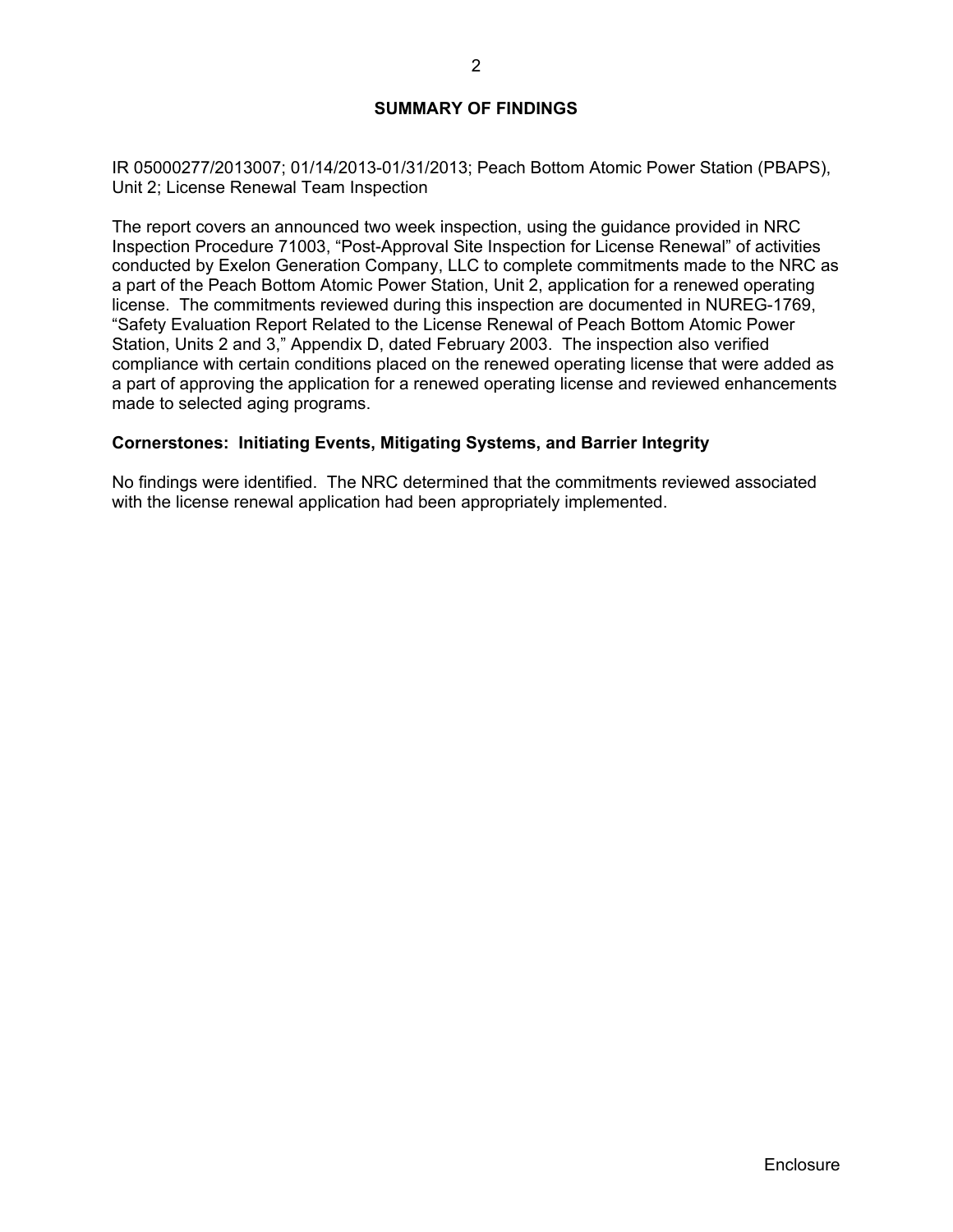## SUMMARY OF FINDINGS

IR 05000277/2013007; 01/14/2013-01/31/2013; Peach Bottom Atomic Power Station (PBAPS), Unit 2; License Renewal Team Inspection

The report covers an announced two week inspection, using the guidance provided in NRC Inspection Procedure 71003, "Post-Approval Site Inspection for License Renewal" of activities conducted by Exelon Generation Company, LLC to complete commitments made to the NRC as a part of the Peach Bottom Atomic Power Station, Unit 2, application for a renewed operating license. The commitments reviewed during this inspection are documented in NUREG-1769, "Safety Evaluation Report Related to the License Renewal of Peach Bottom Atomic Power Station, Units 2 and 3," Appendix D, dated February 2003. The inspection also verified compliance with certain conditions placed on the renewed operating license that were added as a part of approving the application for a renewed operating license and reviewed enhancements made to selected aging programs.

### Cornerstones: Initiating Events, Mitigating Systems, and Barrier Integrity

No findings were identified. The NRC determined that the commitments reviewed associated with the license renewal application had been appropriately implemented.

Enclosure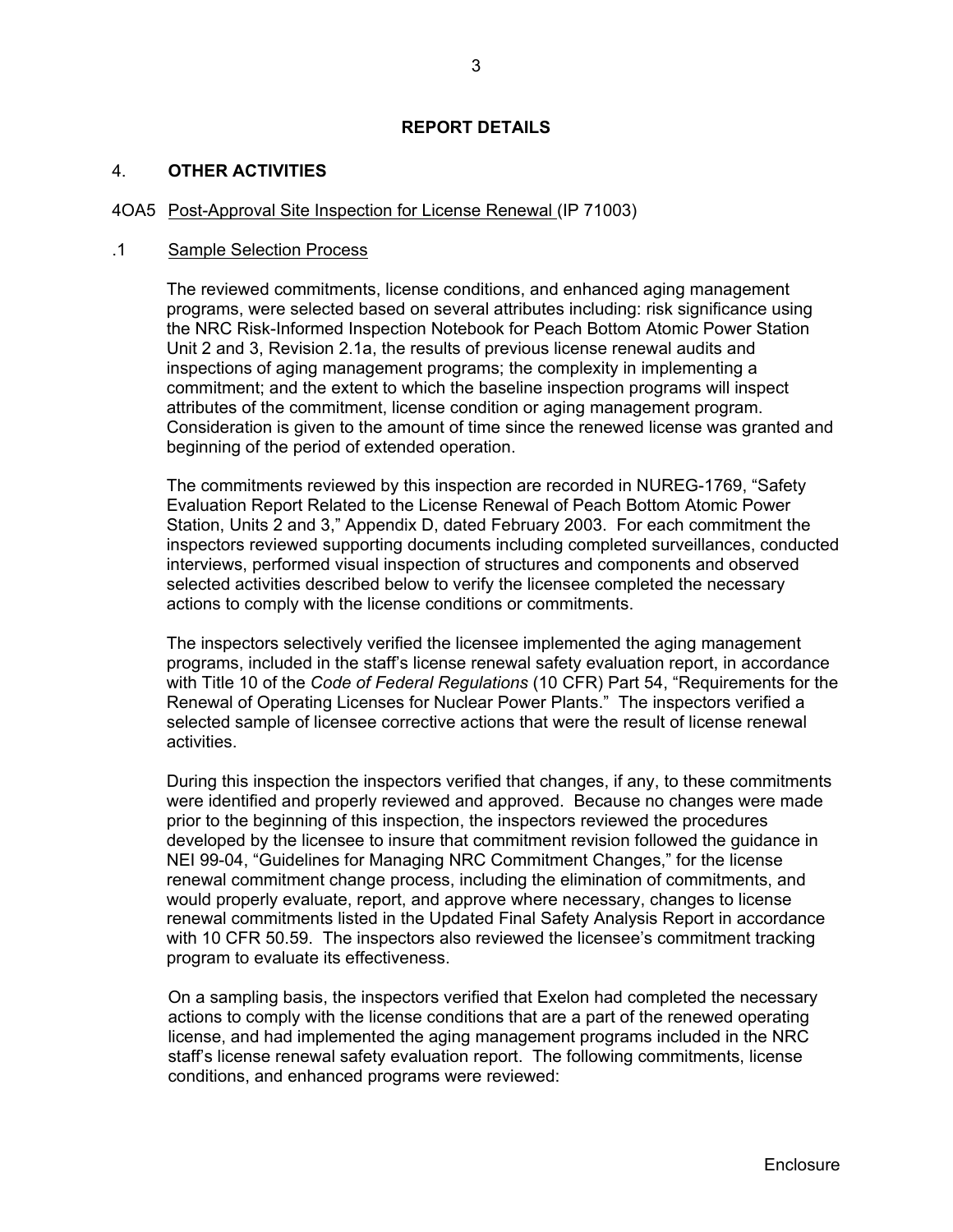# REPORT DETAILS

## 4. **OTHER ACTIVITIES**

### 4OA5 Post-Approval Site Inspection for License Renewal (IP 71003)

#### .1 Sample Selection Process

The reviewed commitments, license conditions, and enhanced aging management programs, were selected based on several attributes including: risk significance using the NRC Risk-Informed Inspection Notebook for Peach Bottom Atomic Power Station Unit 2 and 3, Revision 2.1a, the results of previous license renewal audits and inspections of aging management programs; the complexity in implementing a commitment; and the extent to which the baseline inspection programs will inspect attributes of the commitment, license condition or aging management program. Consideration is given to the amount of time since the renewed license was granted and beginning of the period of extended operation.

The commitments reviewed by this inspection are recorded in NUREG-1769, "Safety Evaluation Report Related to the License Renewal of Peach Bottom Atomic Power Station, Units 2 and 3," Appendix D, dated February 2003. For each commitment the inspectors reviewed supporting documents including completed surveillances, conducted interviews, performed visual inspection of structures and components and observed selected activities described below to verify the licensee completed the necessary actions to comply with the license conditions or commitments.

The inspectors selectively verified the licensee implemented the aging management programs, included in the staff's license renewal safety evaluation report, in accordance with Title 10 of the *Code of Federal Regulations* (10 CFR) Part 54, "Requirements for the Renewal of Operating Licenses for Nuclear Power Plants." The inspectors verified a selected sample of licensee corrective actions that were the result of license renewal activities.

During this inspection the inspectors verified that changes, if any, to these commitments were identified and properly reviewed and approved. Because no changes were made prior to the beginning of this inspection, the inspectors reviewed the procedures developed by the licensee to insure that commitment revision followed the guidance in NEI 99-04, "Guidelines for Managing NRC Commitment Changes," for the license renewal commitment change process, including the elimination of commitments, and would properly evaluate, report, and approve where necessary, changes to license renewal commitments listed in the Updated Final Safety Analysis Report in accordance with 10 CFR 50.59. The inspectors also reviewed the licensee's commitment tracking program to evaluate its effectiveness.

On a sampling basis, the inspectors verified that Exelon had completed the necessary actions to comply with the license conditions that are a part of the renewed operating license, and had implemented the aging management programs included in the NRC staff's license renewal safety evaluation report. The following commitments, license conditions, and enhanced programs were reviewed: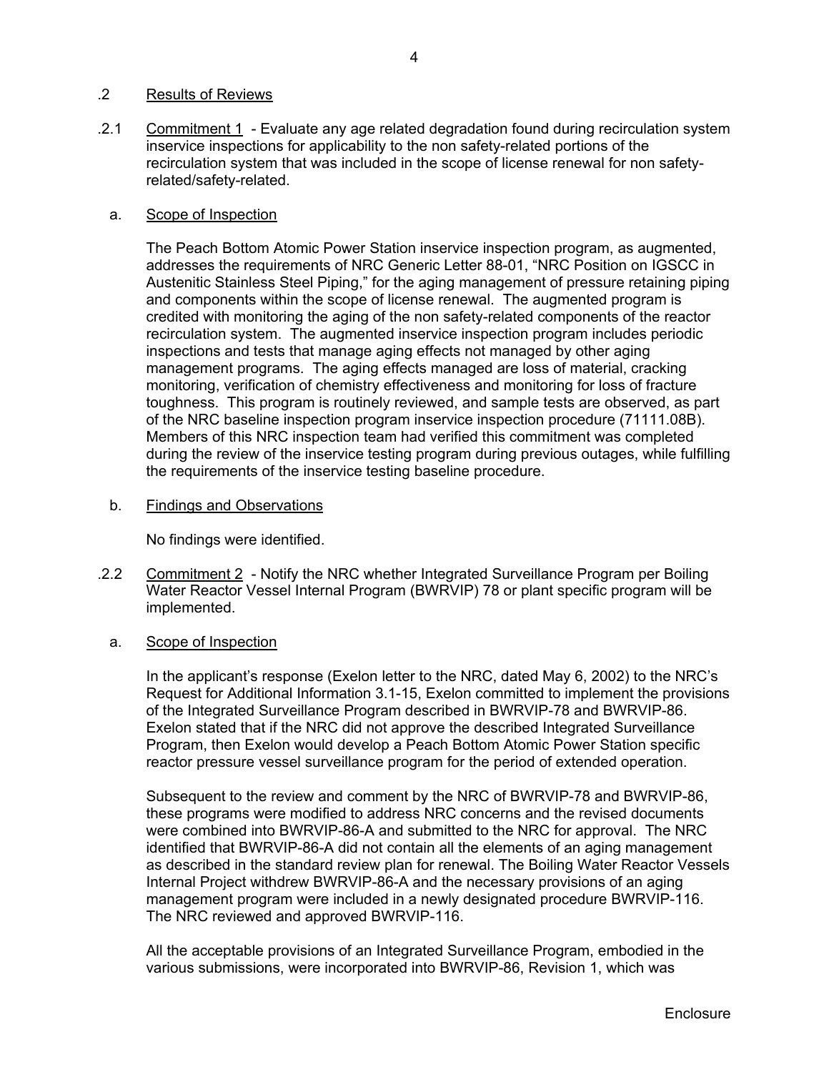.2 Results of Reviews

.2.1 Commitment 1 - Evaluate any age related degradation found during recirculation system inservice inspections for applicability to the non safety-related portions of the recirculation system that was included in the scope of license renewal for non safety-related/safety-related.

a. Scope of Inspection

The Peach Bottom Atomic Power Station inservice inspection program, as augmented, addresses the requirements of NRC Generic Letter 88-01, "NRC Position on IGSCC in Austenitic Stainless Steel Piping," for the aging management of pressure retaining piping and components within the scope of license renewal. The augmented program is credited with monitoring the aging of the non safety-related components of the reactor recirculation system. The augmented inservice inspection program includes periodic inspections and tests that manage aging effects not managed by other aging management programs. The aging effects managed are loss of material, cracking monitoring, verification of chemistry effectiveness and monitoring for loss of fracture toughness. This program is routinely reviewed, and sample tests are observed, as part of the NRC baseline inspection program inservice inspection procedure (71111.08B). Members of this NRC inspection team had verified this commitment was completed during the review of the inservice testing program during previous outages, while fulfilling the requirements of the inservice testing baseline procedure.

b. Findings and Observations

No findings were identified.

.2.2 Commitment 2 - Notify the NRC whether Integrated Surveillance Program per Boiling Water Reactor Vessel Internal Program (BWRVIP) 78 or plant specific program will be implemented.

a. Scope of Inspection

In the applicant's response (Exelon letter to the NRC, dated May 6, 2002) to the NRC's Request for Additional Information 3.1-15, Exelon committed to implement the provisions of the Integrated Surveillance Program described in BWRVIP-78 and BWRVIP-86. Exelon stated that if the NRC did not approve the described Integrated Surveillance Program, then Exelon would develop a Peach Bottom Atomic Power Station specific reactor pressure vessel surveillance program for the period of extended operation.

Subsequent to the review and comment by the NRC of BWRVIP-78 and BWRVIP-86, these programs were modified to address NRC concerns and the revised documents were combined into BWRVIP-86-A and submitted to the NRC for approval. The NRC identified that BWRVIP-86-A did not contain all the elements of an aging management as described in the standard review plan for renewal. The Boiling Water Reactor Vessels Internal Project withdrew BWRVIP-86-A and the necessary provisions of an aging management program were included in a newly designated procedure BWRVIP-116. The NRC reviewed and approved BWRVIP-116.

All the acceptable provisions of an Integrated Surveillance Program, embodied in the various submissions, were incorporated into BWRVIP-86, Revision 1, which was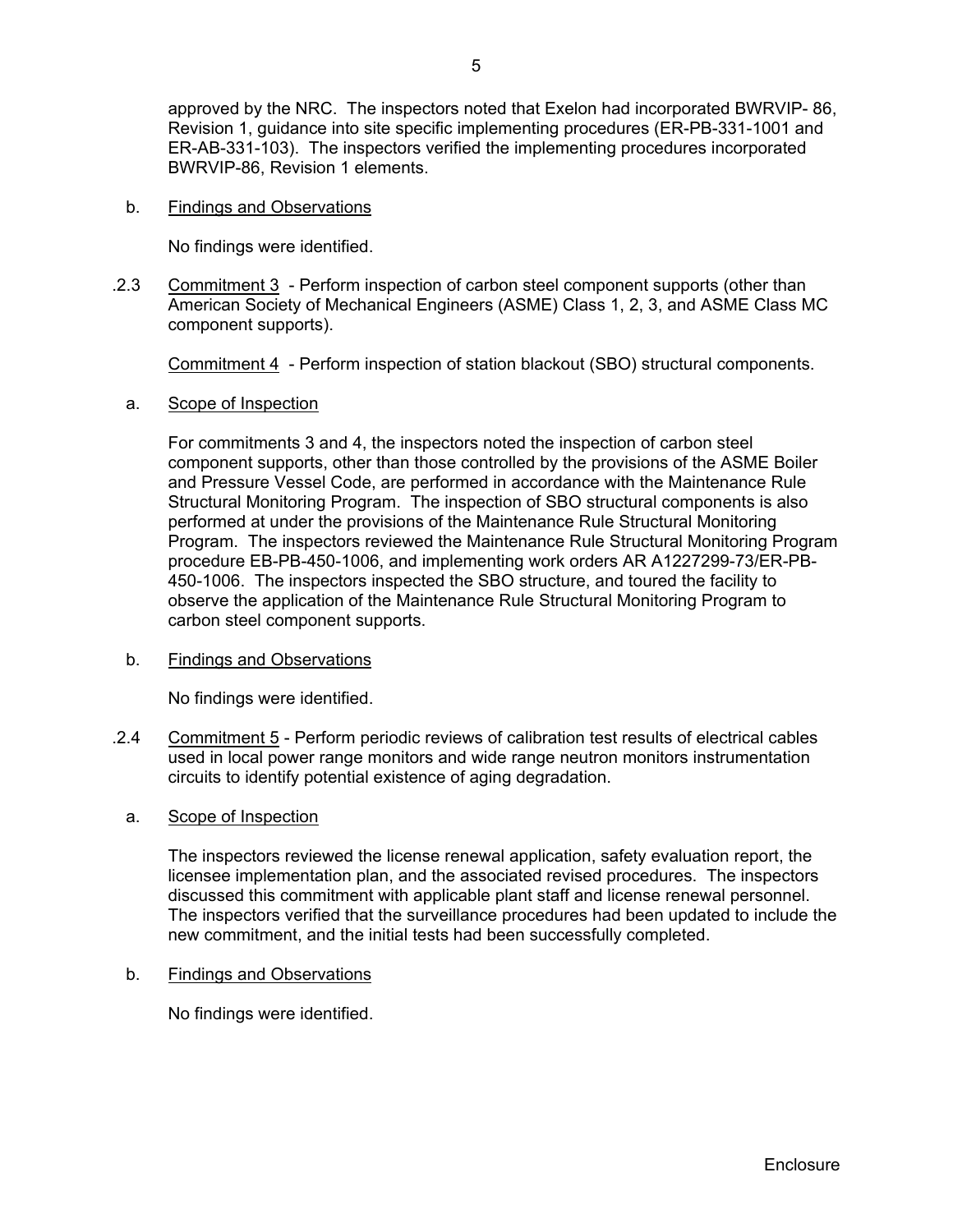approved by the NRC. The inspectors noted that Exelon had incorporated BWRVIP- 86, Revision 1, guidance into site specific implementing procedures (ER-PB-331-1001 and ER-AB-331-103). The inspectors verified the implementing procedures incorporated BWRVIP-86, Revision 1 elements.

b. Findings and Observations

No findings were identified.

.2.3 Commitment 3 - Perform inspection of carbon steel component supports (other than American Society of Mechanical Engineers (ASME) Class 1, 2, 3, and ASME Class MC component supports).

Commitment 4 - Perform inspection of station blackout (SBO) structural components.

a. Scope of Inspection

For commitments 3 and 4, the inspectors noted the inspection of carbon steel component supports, other than those controlled by the provisions of the ASME Boiler and Pressure Vessel Code, are performed in accordance with the Maintenance Rule Structural Monitoring Program. The inspection of SBO structural components is also performed at under the provisions of the Maintenance Rule Structural Monitoring Program. The inspectors reviewed the Maintenance Rule Structural Monitoring Program procedure EB-PB-450-1006, and implementing work orders AR A1227299-73/ER-PB-450-1006. The inspectors inspected the SBO structure, and toured the facility to observe the application of the Maintenance Rule Structural Monitoring Program to carbon steel component supports.

b. Findings and Observations

No findings were identified.

.2.4 Commitment 5 - Perform periodic reviews of calibration test results of electrical cables used in local power range monitors and wide range neutron monitors instrumentation circuits to identify potential existence of aging degradation.

a. Scope of Inspection

The inspectors reviewed the license renewal application, safety evaluation report, the licensee implementation plan, and the associated revised procedures. The inspectors discussed this commitment with applicable plant staff and license renewal personnel. The inspectors verified that the surveillance procedures had been updated to include the new commitment, and the initial tests had been successfully completed.

b. Findings and Observations

No findings were identified.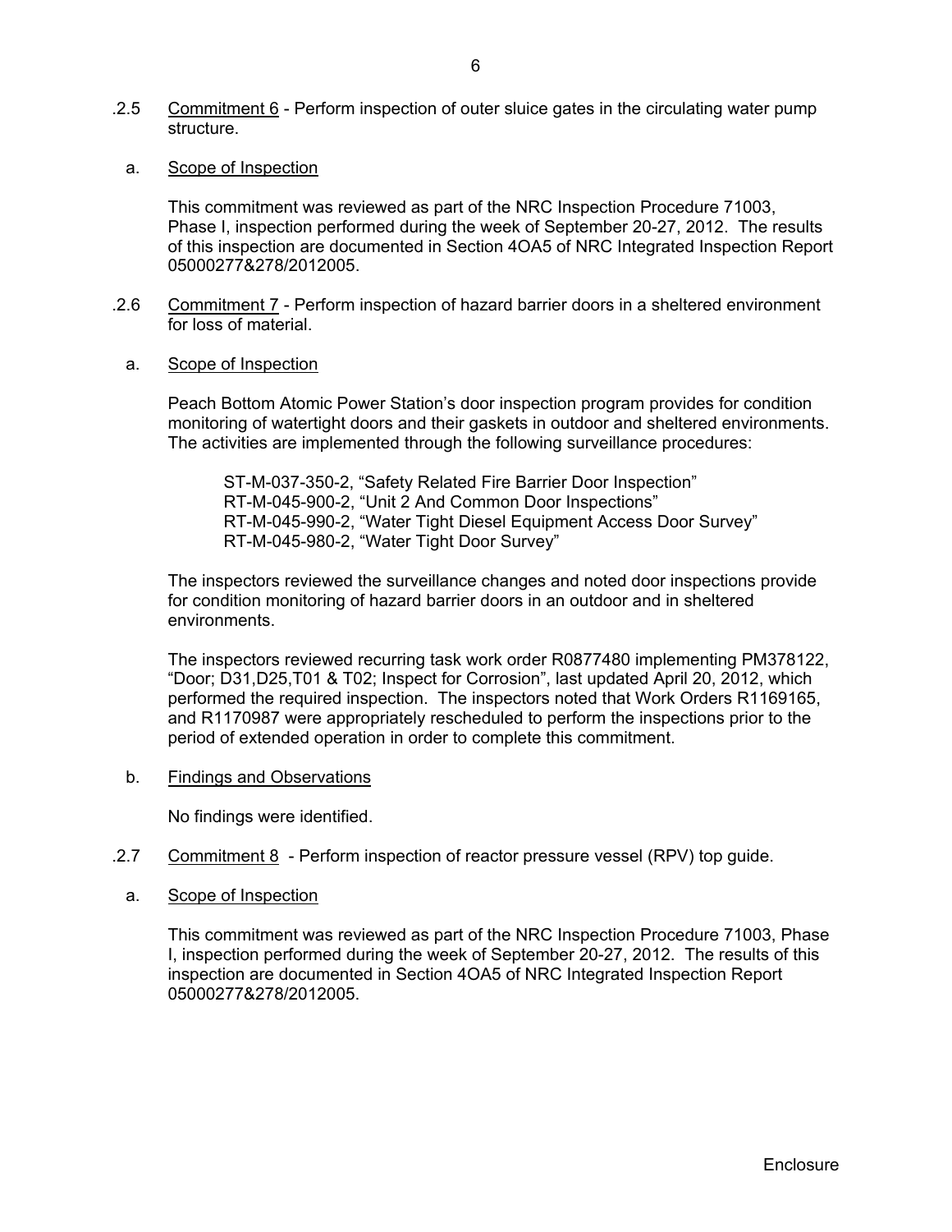.2.5 Commitment 6 - Perform inspection of outer sluice gates in the circulating water pump structure.

a. Scope of Inspection

This commitment was reviewed as part of the NRC Inspection Procedure 71003, Phase I, inspection performed during the week of September 20-27, 2012. The results of this inspection are documented in Section 4OA5 of NRC Integrated Inspection Report 05000277&278/2012005.

.2.6 Commitment 7 - Perform inspection of hazard barrier doors in a sheltered environment for loss of material.

a. Scope of Inspection

Peach Bottom Atomic Power Station's door inspection program provides for condition monitoring of watertight doors and their gaskets in outdoor and sheltered environments. The activities are implemented through the following surveillance procedures:

ST-M-037-350-2, "Safety Related Fire Barrier Door Inspection"
RT-M-045-900-2, "Unit 2 And Common Door Inspections"
RT-M-045-990-2, "Water Tight Diesel Equipment Access Door Survey"
RT-M-045-980-2, "Water Tight Door Survey"

The inspectors reviewed the surveillance changes and noted door inspections provide for condition monitoring of hazard barrier doors in an outdoor and in sheltered environments.

The inspectors reviewed recurring task work order R0877480 implementing PM378122, "Door; D31,D25,T01 & T02; Inspect for Corrosion", last updated April 20, 2012, which performed the required inspection. The inspectors noted that Work Orders R1169165, and R1170987 were appropriately rescheduled to perform the inspections prior to the period of extended operation in order to complete this commitment.

b. Findings and Observations

No findings were identified.

.2.7 Commitment 8 - Perform inspection of reactor pressure vessel (RPV) top guide.

a. Scope of Inspection

This commitment was reviewed as part of the NRC Inspection Procedure 71003, Phase I, inspection performed during the week of September 20-27, 2012. The results of this inspection are documented in Section 4OA5 of NRC Integrated Inspection Report 05000277&278/2012005.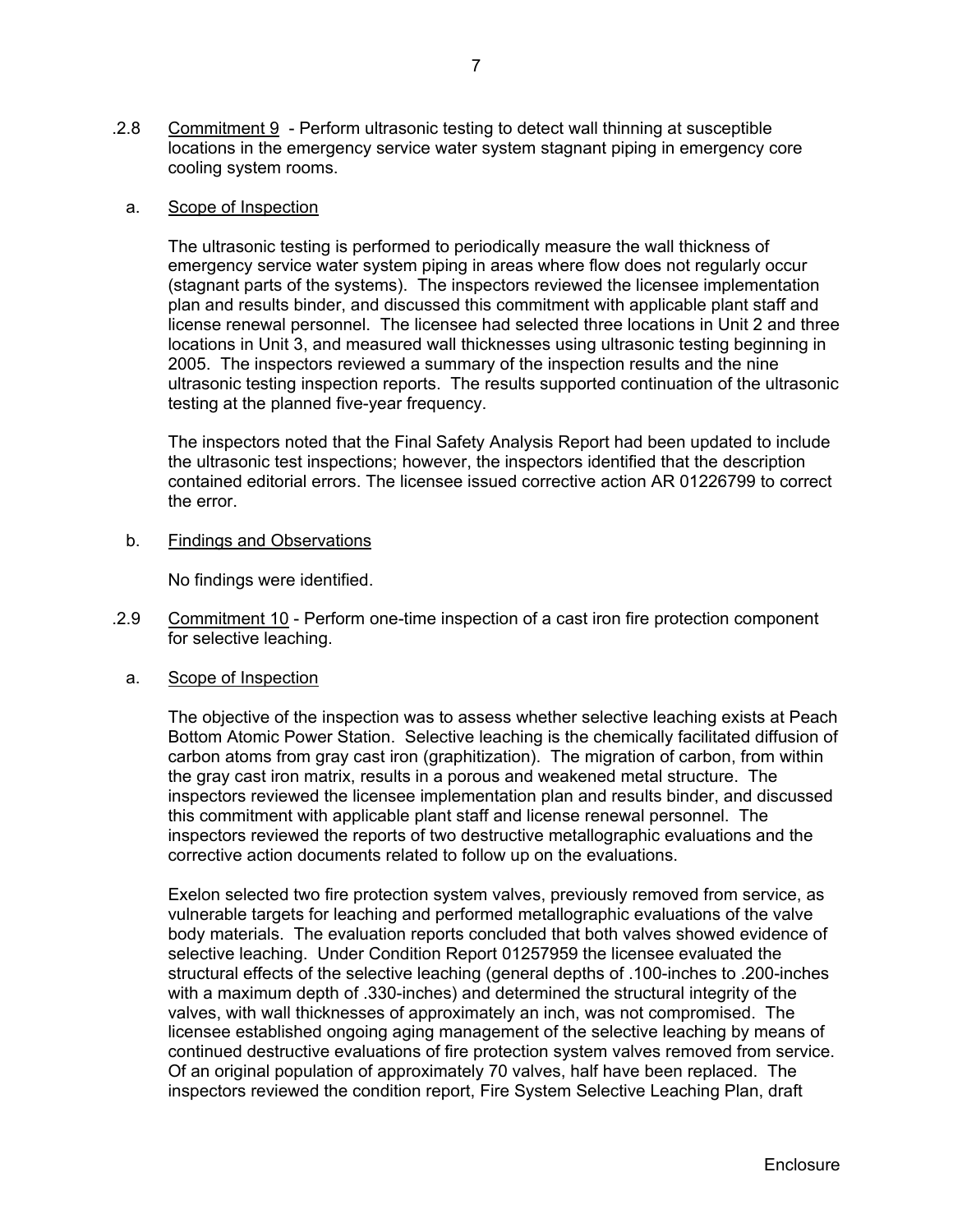.2.8 Commitment 9 - Perform ultrasonic testing to detect wall thinning at susceptible locations in the emergency service water system stagnant piping in emergency core cooling system rooms.

a. Scope of Inspection

The ultrasonic testing is performed to periodically measure the wall thickness of emergency service water system piping in areas where flow does not regularly occur (stagnant parts of the systems). The inspectors reviewed the licensee implementation plan and results binder, and discussed this commitment with applicable plant staff and license renewal personnel. The licensee had selected three locations in Unit 2 and three locations in Unit 3, and measured wall thicknesses using ultrasonic testing beginning in 2005. The inspectors reviewed a summary of the inspection results and the nine ultrasonic testing inspection reports. The results supported continuation of the ultrasonic testing at the planned five-year frequency.

The inspectors noted that the Final Safety Analysis Report had been updated to include the ultrasonic test inspections; however, the inspectors identified that the description contained editorial errors. The licensee issued corrective action AR 01226799 to correct the error.

b. Findings and Observations

No findings were identified.

.2.9 Commitment 10 - Perform one-time inspection of a cast iron fire protection component for selective leaching.

a. Scope of Inspection

The objective of the inspection was to assess whether selective leaching exists at Peach Bottom Atomic Power Station. Selective leaching is the chemically facilitated diffusion of carbon atoms from gray cast iron (graphitization). The migration of carbon, from within the gray cast iron matrix, results in a porous and weakened metal structure. The inspectors reviewed the licensee implementation plan and results binder, and discussed this commitment with applicable plant staff and license renewal personnel. The inspectors reviewed the reports of two destructive metallographic evaluations and the corrective action documents related to follow up on the evaluations.

Exelon selected two fire protection system valves, previously removed from service, as vulnerable targets for leaching and performed metallographic evaluations of the valve body materials. The evaluation reports concluded that both valves showed evidence of selective leaching. Under Condition Report 01257959 the licensee evaluated the structural effects of the selective leaching (general depths of .100-inches to .200-inches with a maximum depth of .330-inches) and determined the structural integrity of the valves, with wall thicknesses of approximately an inch, was not compromised. The licensee established ongoing aging management of the selective leaching by means of continued destructive evaluations of fire protection system valves removed from service. Of an original population of approximately 70 valves, half have been replaced. The inspectors reviewed the condition report, Fire System Selective Leaching Plan, draft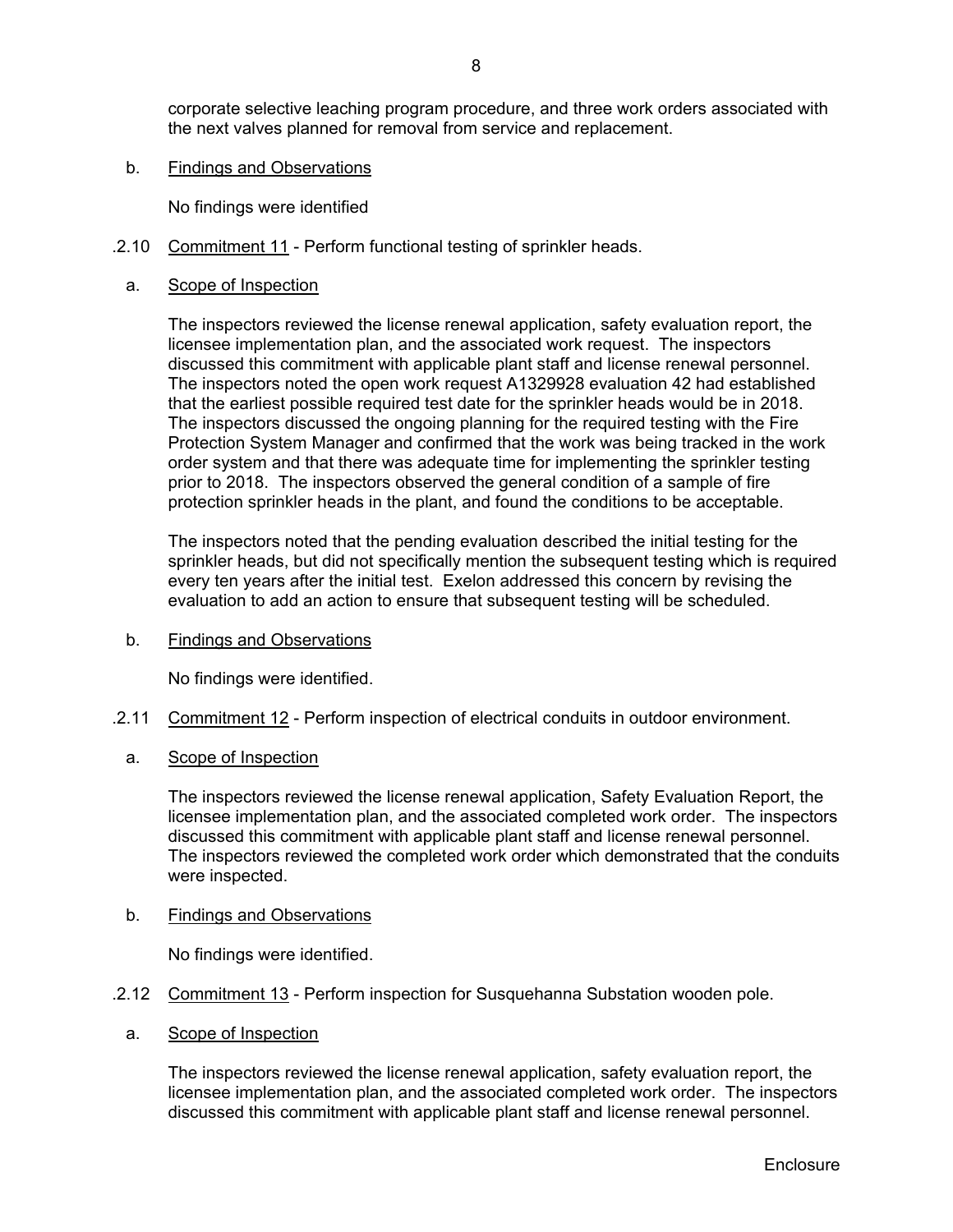corporate selective leaching program procedure, and three work orders associated with the next valves planned for removal from service and replacement.

b. Findings and Observations

No findings were identified

.2.10 Commitment 11 - Perform functional testing of sprinkler heads.

a. Scope of Inspection

The inspectors reviewed the license renewal application, safety evaluation report, the licensee implementation plan, and the associated work request. The inspectors discussed this commitment with applicable plant staff and license renewal personnel. The inspectors noted the open work request A1329928 evaluation 42 had established that the earliest possible required test date for the sprinkler heads would be in 2018. The inspectors discussed the ongoing planning for the required testing with the Fire Protection System Manager and confirmed that the work was being tracked in the work order system and that there was adequate time for implementing the sprinkler testing prior to 2018. The inspectors observed the general condition of a sample of fire protection sprinkler heads in the plant, and found the conditions to be acceptable.

The inspectors noted that the pending evaluation described the initial testing for the sprinkler heads, but did not specifically mention the subsequent testing which is required every ten years after the initial test. Exelon addressed this concern by revising the evaluation to add an action to ensure that subsequent testing will be scheduled.

b. Findings and Observations

No findings were identified.

.2.11 Commitment 12 - Perform inspection of electrical conduits in outdoor environment.

a. Scope of Inspection

The inspectors reviewed the license renewal application, Safety Evaluation Report, the licensee implementation plan, and the associated completed work order. The inspectors discussed this commitment with applicable plant staff and license renewal personnel. The inspectors reviewed the completed work order which demonstrated that the conduits were inspected.

b. Findings and Observations

No findings were identified.

.2.12 Commitment 13 - Perform inspection for Susquehanna Substation wooden pole.

a. Scope of Inspection

The inspectors reviewed the license renewal application, safety evaluation report, the licensee implementation plan, and the associated completed work order. The inspectors discussed this commitment with applicable plant staff and license renewal personnel.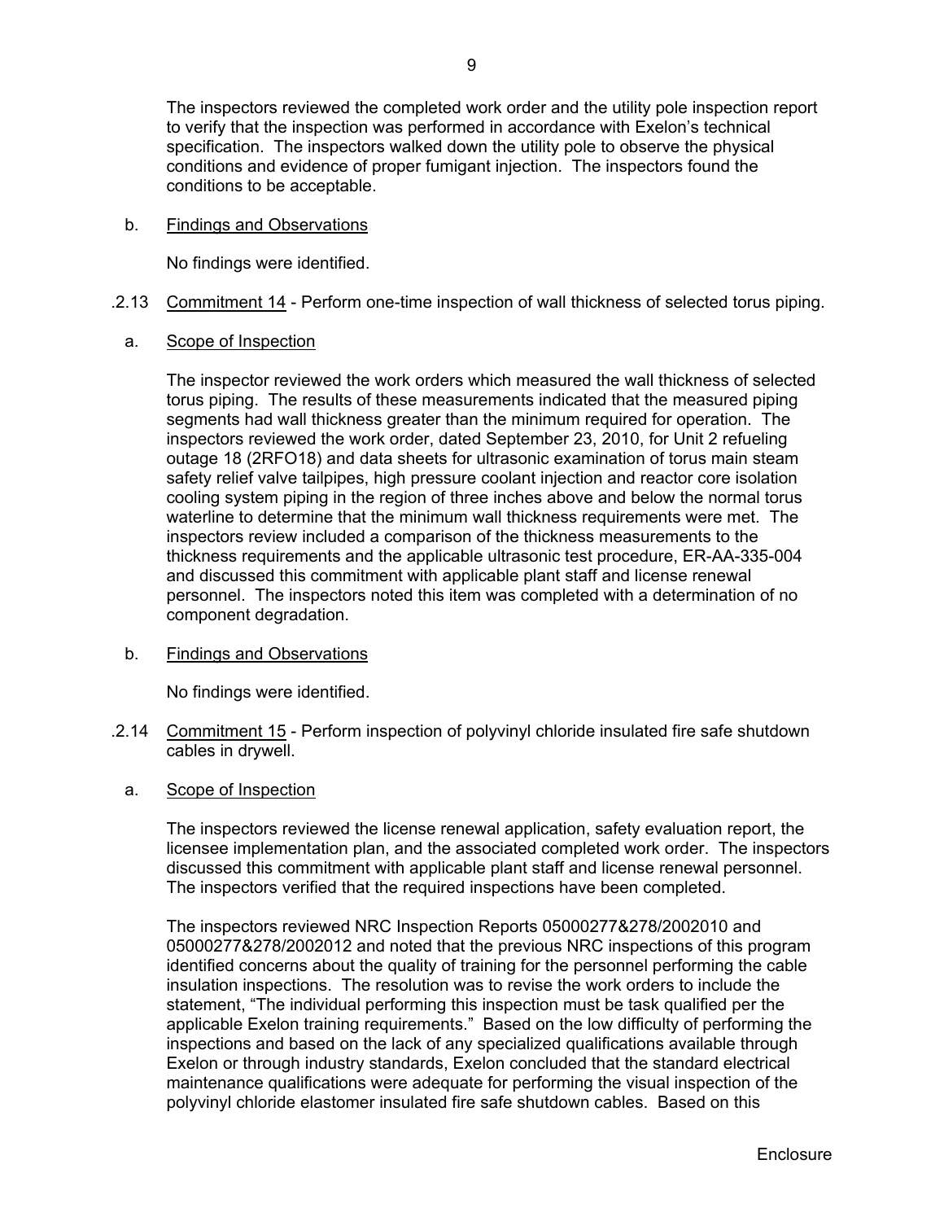The inspectors reviewed the completed work order and the utility pole inspection report to verify that the inspection was performed in accordance with Exelon's technical specification. The inspectors walked down the utility pole to observe the physical conditions and evidence of proper fumigant injection. The inspectors found the conditions to be acceptable.

b. Findings and Observations

No findings were identified.

.2.13 Commitment 14 - Perform one-time inspection of wall thickness of selected torus piping.

a. Scope of Inspection

The inspector reviewed the work orders which measured the wall thickness of selected torus piping. The results of these measurements indicated that the measured piping segments had wall thickness greater than the minimum required for operation. The inspectors reviewed the work order, dated September 23, 2010, for Unit 2 refueling outage 18 (2RFO18) and data sheets for ultrasonic examination of torus main steam safety relief valve tailpipes, high pressure coolant injection and reactor core isolation cooling system piping in the region of three inches above and below the normal torus waterline to determine that the minimum wall thickness requirements were met. The inspectors review included a comparison of the thickness measurements to the thickness requirements and the applicable ultrasonic test procedure, ER-AA-335-004 and discussed this commitment with applicable plant staff and license renewal personnel. The inspectors noted this item was completed with a determination of no component degradation.

b. Findings and Observations

No findings were identified.

.2.14 Commitment 15 - Perform inspection of polyvinyl chloride insulated fire safe shutdown cables in drywell.

a. Scope of Inspection

The inspectors reviewed the license renewal application, safety evaluation report, the licensee implementation plan, and the associated completed work order. The inspectors discussed this commitment with applicable plant staff and license renewal personnel. The inspectors verified that the required inspections have been completed.

The inspectors reviewed NRC Inspection Reports 05000277&278/2002010 and 05000277&278/2002012 and noted that the previous NRC inspections of this program identified concerns about the quality of training for the personnel performing the cable insulation inspections. The resolution was to revise the work orders to include the statement, "The individual performing this inspection must be task qualified per the applicable Exelon training requirements." Based on the low difficulty of performing the inspections and based on the lack of any specialized qualifications available through Exelon or through industry standards, Exelon concluded that the standard electrical maintenance qualifications were adequate for performing the visual inspection of the polyvinyl chloride elastomer insulated fire safe shutdown cables. Based on this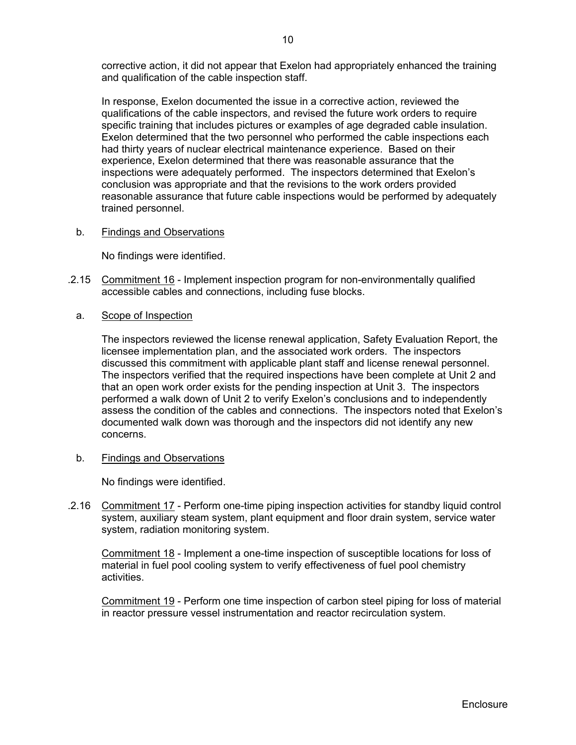corrective action, it did not appear that Exelon had appropriately enhanced the training and qualification of the cable inspection staff.

In response, Exelon documented the issue in a corrective action, reviewed the qualifications of the cable inspectors, and revised the future work orders to require specific training that includes pictures or examples of age degraded cable insulation. Exelon determined that the two personnel who performed the cable inspections each had thirty years of nuclear electrical maintenance experience. Based on their experience, Exelon determined that there was reasonable assurance that the inspections were adequately performed. The inspectors determined that Exelon's conclusion was appropriate and that the revisions to the work orders provided reasonable assurance that future cable inspections would be performed by adequately trained personnel.

b. Findings and Observations

No findings were identified.

.2.15 Commitment 16 - Implement inspection program for non-environmentally qualified accessible cables and connections, including fuse blocks.

a. Scope of Inspection

The inspectors reviewed the license renewal application, Safety Evaluation Report, the licensee implementation plan, and the associated work orders. The inspectors discussed this commitment with applicable plant staff and license renewal personnel. The inspectors verified that the required inspections have been complete at Unit 2 and that an open work order exists for the pending inspection at Unit 3. The inspectors performed a walk down of Unit 2 to verify Exelon's conclusions and to independently assess the condition of the cables and connections. The inspectors noted that Exelon's documented walk down was thorough and the inspectors did not identify any new concerns.

b. Findings and Observations

No findings were identified.

.2.16 Commitment 17 - Perform one-time piping inspection activities for standby liquid control system, auxiliary steam system, plant equipment and floor drain system, service water system, radiation monitoring system.

Commitment 18 - Implement a one-time inspection of susceptible locations for loss of material in fuel pool cooling system to verify effectiveness of fuel pool chemistry activities.

Commitment 19 - Perform one time inspection of carbon steel piping for loss of material in reactor pressure vessel instrumentation and reactor recirculation system.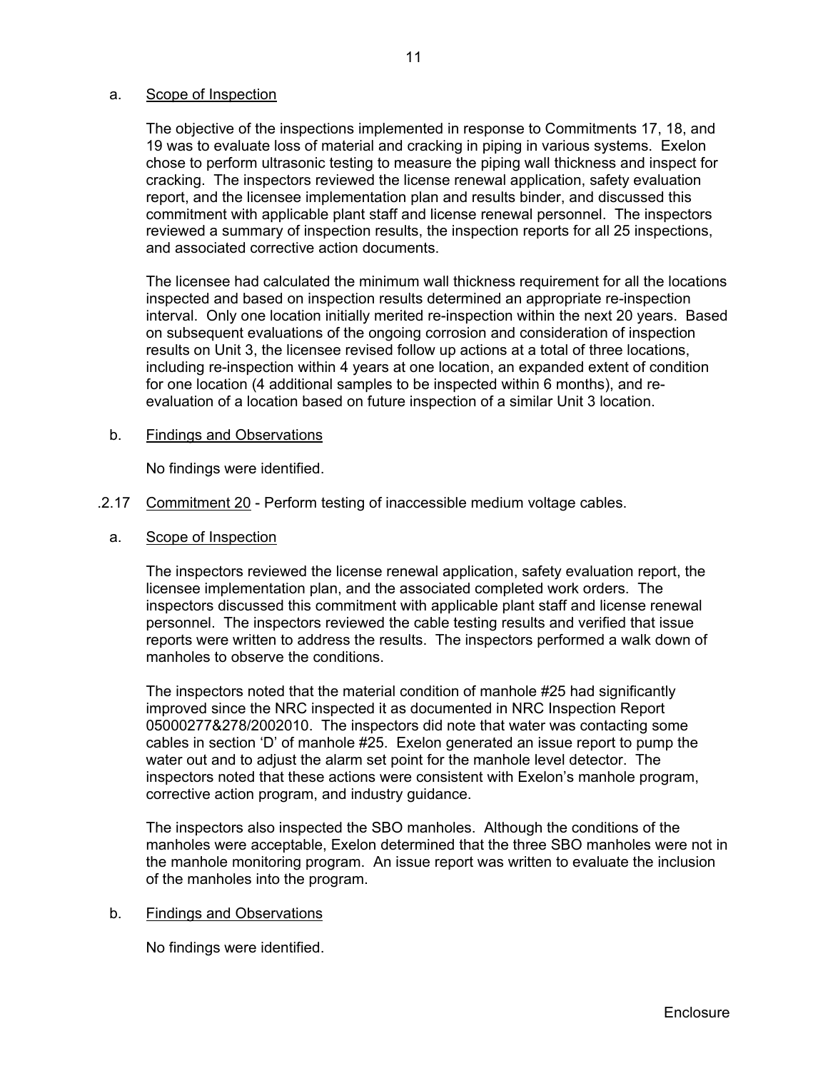a. Scope of Inspection

The objective of the inspections implemented in response to Commitments 17, 18, and 19 was to evaluate loss of material and cracking in piping in various systems. Exelon chose to perform ultrasonic testing to measure the piping wall thickness and inspect for cracking. The inspectors reviewed the license renewal application, safety evaluation report, and the licensee implementation plan and results binder, and discussed this commitment with applicable plant staff and license renewal personnel. The inspectors reviewed a summary of inspection results, the inspection reports for all 25 inspections, and associated corrective action documents.

The licensee had calculated the minimum wall thickness requirement for all the locations inspected and based on inspection results determined an appropriate re-inspection interval. Only one location initially merited re-inspection within the next 20 years. Based on subsequent evaluations of the ongoing corrosion and consideration of inspection results on Unit 3, the licensee revised follow up actions at a total of three locations, including re-inspection within 4 years at one location, an expanded extent of condition for one location (4 additional samples to be inspected within 6 months), and re-evaluation of a location based on future inspection of a similar Unit 3 location.

b. Findings and Observations

No findings were identified.

.2.17 Commitment 20 - Perform testing of inaccessible medium voltage cables.

a. Scope of Inspection

The inspectors reviewed the license renewal application, safety evaluation report, the licensee implementation plan, and the associated completed work orders. The inspectors discussed this commitment with applicable plant staff and license renewal personnel. The inspectors reviewed the cable testing results and verified that issue reports were written to address the results. The inspectors performed a walk down of manholes to observe the conditions.

The inspectors noted that the material condition of manhole #25 had significantly improved since the NRC inspected it as documented in NRC Inspection Report 05000277&278/2002010. The inspectors did note that water was contacting some cables in section 'D' of manhole #25. Exelon generated an issue report to pump the water out and to adjust the alarm set point for the manhole level detector. The inspectors noted that these actions were consistent with Exelon's manhole program, corrective action program, and industry guidance.

The inspectors also inspected the SBO manholes. Although the conditions of the manholes were acceptable, Exelon determined that the three SBO manholes were not in the manhole monitoring program. An issue report was written to evaluate the inclusion of the manholes into the program.

b. Findings and Observations

No findings were identified.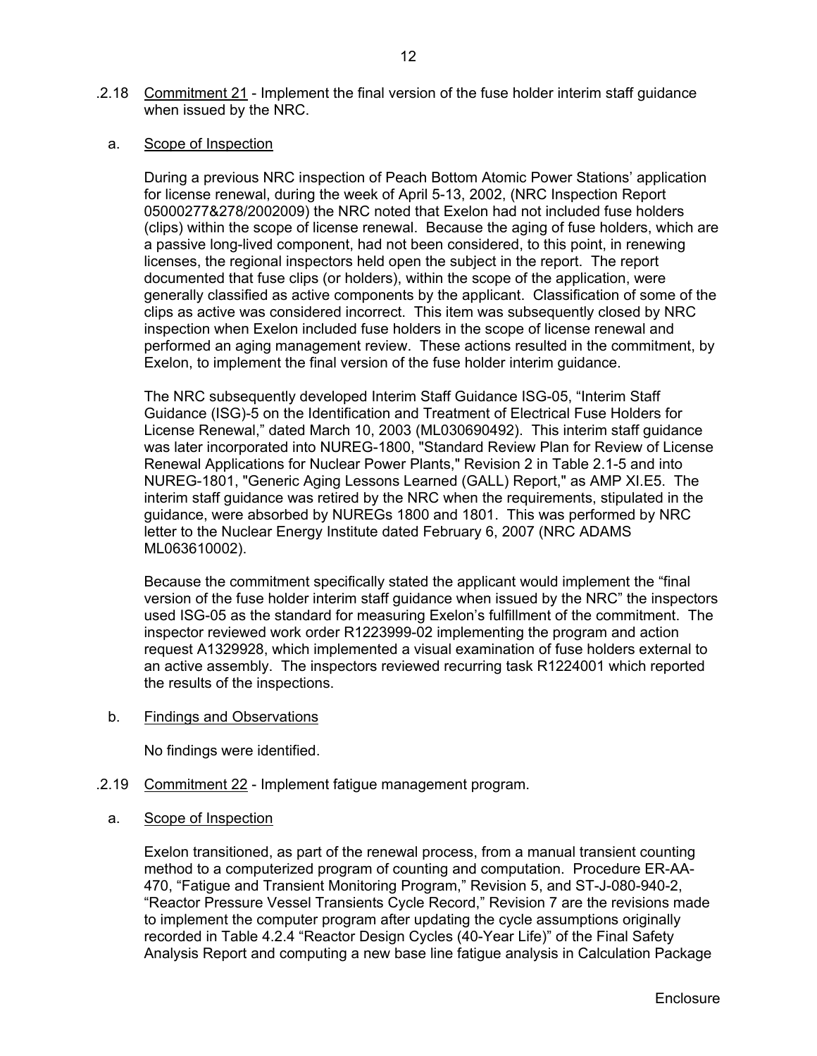.2.18 Commitment 21 - Implement the final version of the fuse holder interim staff guidance when issued by the NRC.

a. Scope of Inspection

During a previous NRC inspection of Peach Bottom Atomic Power Stations' application for license renewal, during the week of April 5-13, 2002, (NRC Inspection Report 05000277&278/2002009) the NRC noted that Exelon had not included fuse holders (clips) within the scope of license renewal. Because the aging of fuse holders, which are a passive long-lived component, had not been considered, to this point, in renewing licenses, the regional inspectors held open the subject in the report. The report documented that fuse clips (or holders), within the scope of the application, were generally classified as active components by the applicant. Classification of some of the clips as active was considered incorrect. This item was subsequently closed by NRC inspection when Exelon included fuse holders in the scope of license renewal and performed an aging management review. These actions resulted in the commitment, by Exelon, to implement the final version of the fuse holder interim guidance.

The NRC subsequently developed Interim Staff Guidance ISG-05, "Interim Staff Guidance (ISG)-5 on the Identification and Treatment of Electrical Fuse Holders for License Renewal," dated March 10, 2003 (ML030690492). This interim staff guidance was later incorporated into NUREG-1800, "Standard Review Plan for Review of License Renewal Applications for Nuclear Power Plants," Revision 2 in Table 2.1-5 and into NUREG-1801, "Generic Aging Lessons Learned (GALL) Report," as AMP XI.E5. The interim staff guidance was retired by the NRC when the requirements, stipulated in the guidance, were absorbed by NUREGs 1800 and 1801. This was performed by NRC letter to the Nuclear Energy Institute dated February 6, 2007 (NRC ADAMS ML063610002).

Because the commitment specifically stated the applicant would implement the "final version of the fuse holder interim staff guidance when issued by the NRC" the inspectors used ISG-05 as the standard for measuring Exelon's fulfillment of the commitment. The inspector reviewed work order R1223999-02 implementing the program and action request A1329928, which implemented a visual examination of fuse holders external to an active assembly. The inspectors reviewed recurring task R1224001 which reported the results of the inspections.

b. Findings and Observations

No findings were identified.

.2.19 Commitment 22 - Implement fatigue management program.

a. Scope of Inspection

Exelon transitioned, as part of the renewal process, from a manual transient counting method to a computerized program of counting and computation. Procedure ER-AA-470, "Fatigue and Transient Monitoring Program," Revision 5, and ST-J-080-940-2, "Reactor Pressure Vessel Transients Cycle Record," Revision 7 are the revisions made to implement the computer program after updating the cycle assumptions originally recorded in Table 4.2.4 "Reactor Design Cycles (40-Year Life)" of the Final Safety Analysis Report and computing a new base line fatigue analysis in Calculation Package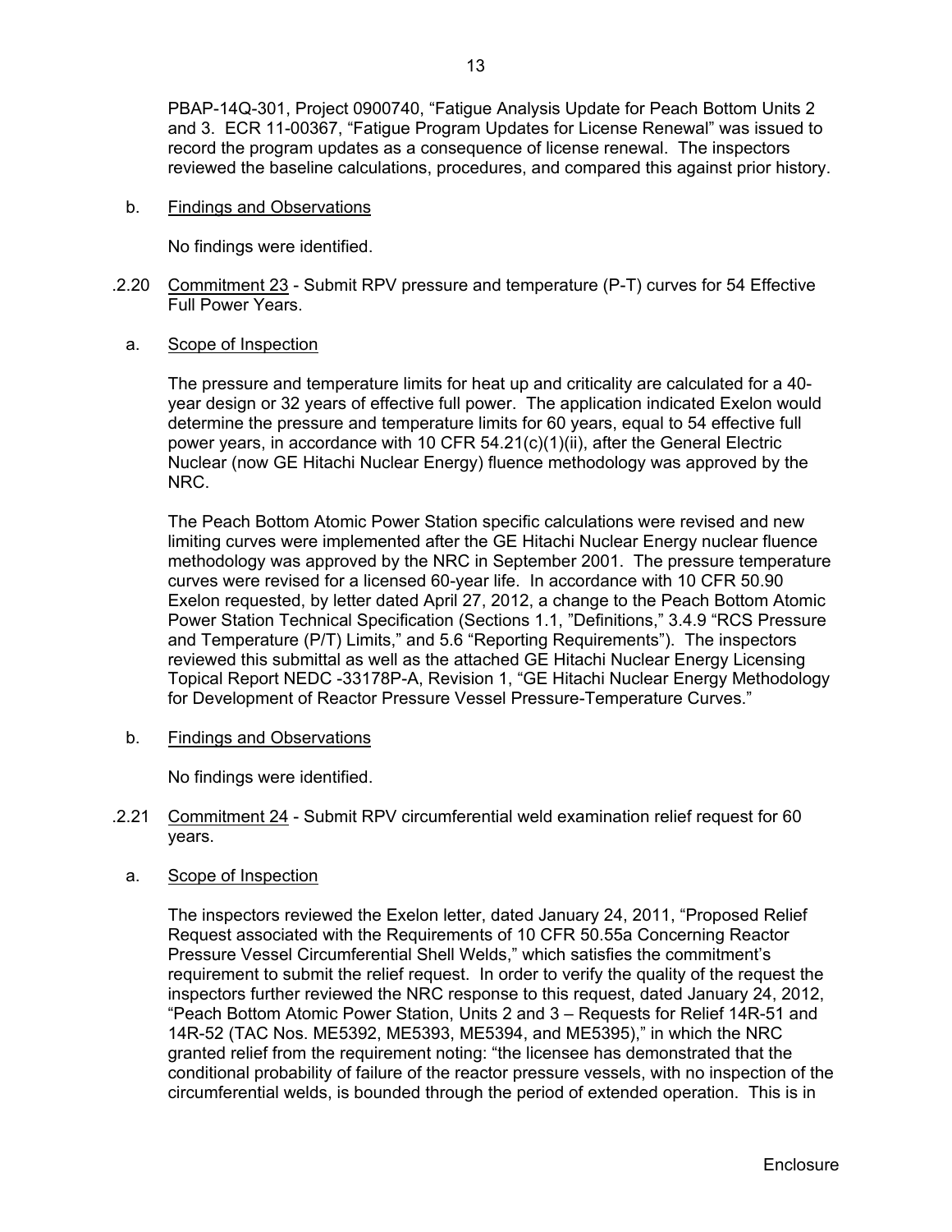PBAP-14Q-301, Project 0900740, "Fatigue Analysis Update for Peach Bottom Units 2 and 3. ECR 11-00367, "Fatigue Program Updates for License Renewal" was issued to record the program updates as a consequence of license renewal. The inspectors reviewed the baseline calculations, procedures, and compared this against prior history.

b. Findings and Observations

No findings were identified.

.2.20 Commitment 23 - Submit RPV pressure and temperature (P-T) curves for 54 Effective Full Power Years.

a. Scope of Inspection

The pressure and temperature limits for heat up and criticality are calculated for a 40-year design or 32 years of effective full power. The application indicated Exelon would determine the pressure and temperature limits for 60 years, equal to 54 effective full power years, in accordance with 10 CFR 54.21(c)(1)(ii), after the General Electric Nuclear (now GE Hitachi Nuclear Energy) fluence methodology was approved by the NRC.

The Peach Bottom Atomic Power Station specific calculations were revised and new limiting curves were implemented after the GE Hitachi Nuclear Energy nuclear fluence methodology was approved by the NRC in September 2001. The pressure temperature curves were revised for a licensed 60-year life. In accordance with 10 CFR 50.90 Exelon requested, by letter dated April 27, 2012, a change to the Peach Bottom Atomic Power Station Technical Specification (Sections 1.1, "Definitions," 3.4.9 "RCS Pressure and Temperature (P/T) Limits," and 5.6 "Reporting Requirements"). The inspectors reviewed this submittal as well as the attached GE Hitachi Nuclear Energy Licensing Topical Report NEDC -33178P-A, Revision 1, "GE Hitachi Nuclear Energy Methodology for Development of Reactor Pressure Vessel Pressure-Temperature Curves."

b. Findings and Observations

No findings were identified.

.2.21 Commitment 24 - Submit RPV circumferential weld examination relief request for 60 years.

a. Scope of Inspection

The inspectors reviewed the Exelon letter, dated January 24, 2011, "Proposed Relief Request associated with the Requirements of 10 CFR 50.55a Concerning Reactor Pressure Vessel Circumferential Shell Welds," which satisfies the commitment's requirement to submit the relief request. In order to verify the quality of the request the inspectors further reviewed the NRC response to this request, dated January 24, 2012, "Peach Bottom Atomic Power Station, Units 2 and 3 – Requests for Relief 14R-51 and 14R-52 (TAC Nos. ME5392, ME5393, ME5394, and ME5395)," in which the NRC granted relief from the requirement noting: "the licensee has demonstrated that the conditional probability of failure of the reactor pressure vessels, with no inspection of the circumferential welds, is bounded through the period of extended operation. This is in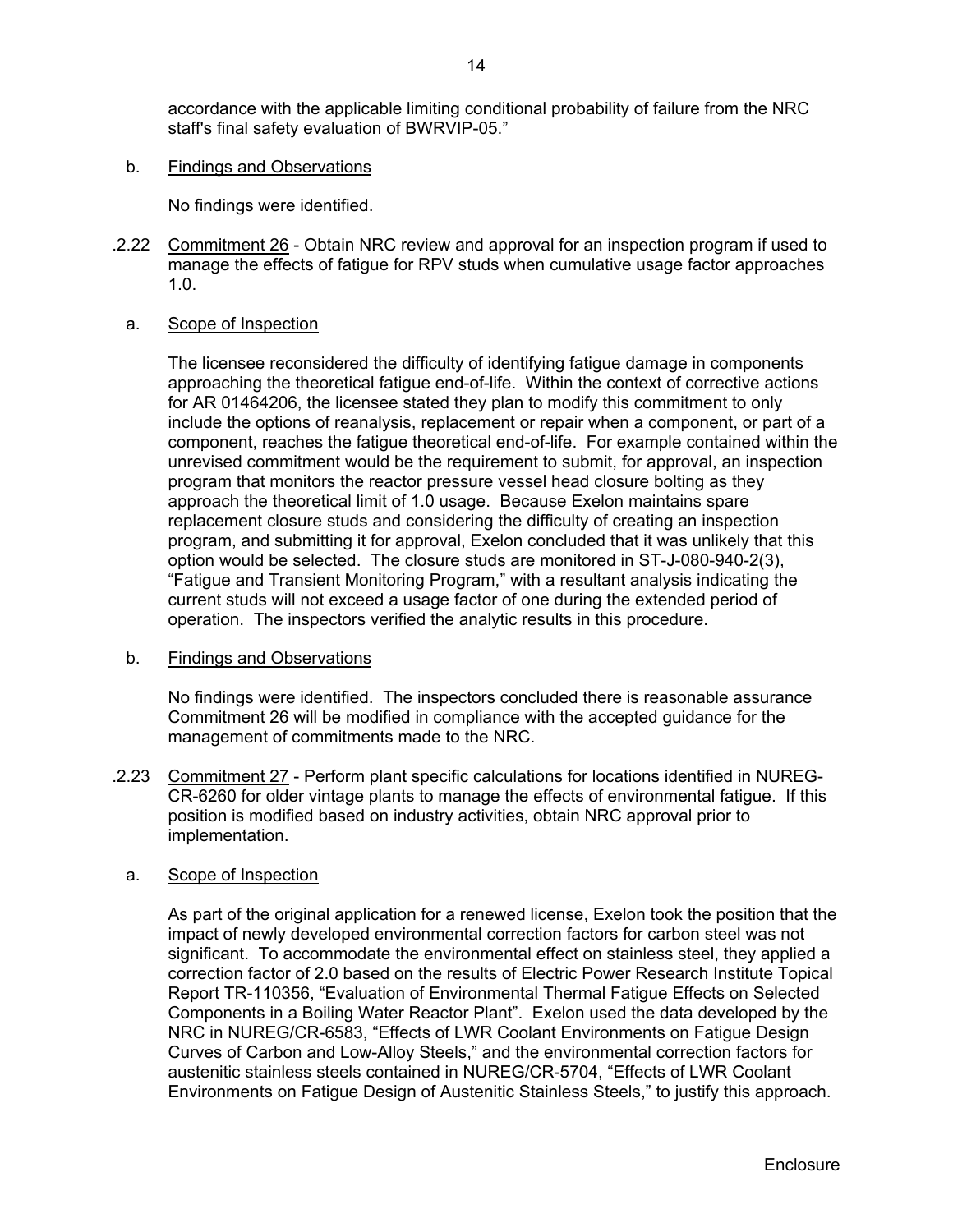accordance with the applicable limiting conditional probability of failure from the NRC staff's final safety evaluation of BWRVIP-05."

b. Findings and Observations

No findings were identified.

.2.22 Commitment 26 - Obtain NRC review and approval for an inspection program if used to manage the effects of fatigue for RPV studs when cumulative usage factor approaches 1.0.

a. Scope of Inspection

The licensee reconsidered the difficulty of identifying fatigue damage in components approaching the theoretical fatigue end-of-life. Within the context of corrective actions for AR 01464206, the licensee stated they plan to modify this commitment to only include the options of reanalysis, replacement or repair when a component, or part of a component, reaches the fatigue theoretical end-of-life. For example contained within the unrevised commitment would be the requirement to submit, for approval, an inspection program that monitors the reactor pressure vessel head closure bolting as they approach the theoretical limit of 1.0 usage. Because Exelon maintains spare replacement closure studs and considering the difficulty of creating an inspection program, and submitting it for approval, Exelon concluded that it was unlikely that this option would be selected. The closure studs are monitored in ST-J-080-940-2(3), "Fatigue and Transient Monitoring Program," with a resultant analysis indicating the current studs will not exceed a usage factor of one during the extended period of operation. The inspectors verified the analytic results in this procedure.

b. Findings and Observations

No findings were identified. The inspectors concluded there is reasonable assurance Commitment 26 will be modified in compliance with the accepted guidance for the management of commitments made to the NRC.

.2.23 Commitment 27 - Perform plant specific calculations for locations identified in NUREG-CR-6260 for older vintage plants to manage the effects of environmental fatigue. If this position is modified based on industry activities, obtain NRC approval prior to implementation.

a. Scope of Inspection

As part of the original application for a renewed license, Exelon took the position that the impact of newly developed environmental correction factors for carbon steel was not significant. To accommodate the environmental effect on stainless steel, they applied a correction factor of 2.0 based on the results of Electric Power Research Institute Topical Report TR-110356, "Evaluation of Environmental Thermal Fatigue Effects on Selected Components in a Boiling Water Reactor Plant". Exelon used the data developed by the NRC in NUREG/CR-6583, "Effects of LWR Coolant Environments on Fatigue Design Curves of Carbon and Low-Alloy Steels," and the environmental correction factors for austenitic stainless steels contained in NUREG/CR-5704, "Effects of LWR Coolant Environments on Fatigue Design of Austenitic Stainless Steels," to justify this approach.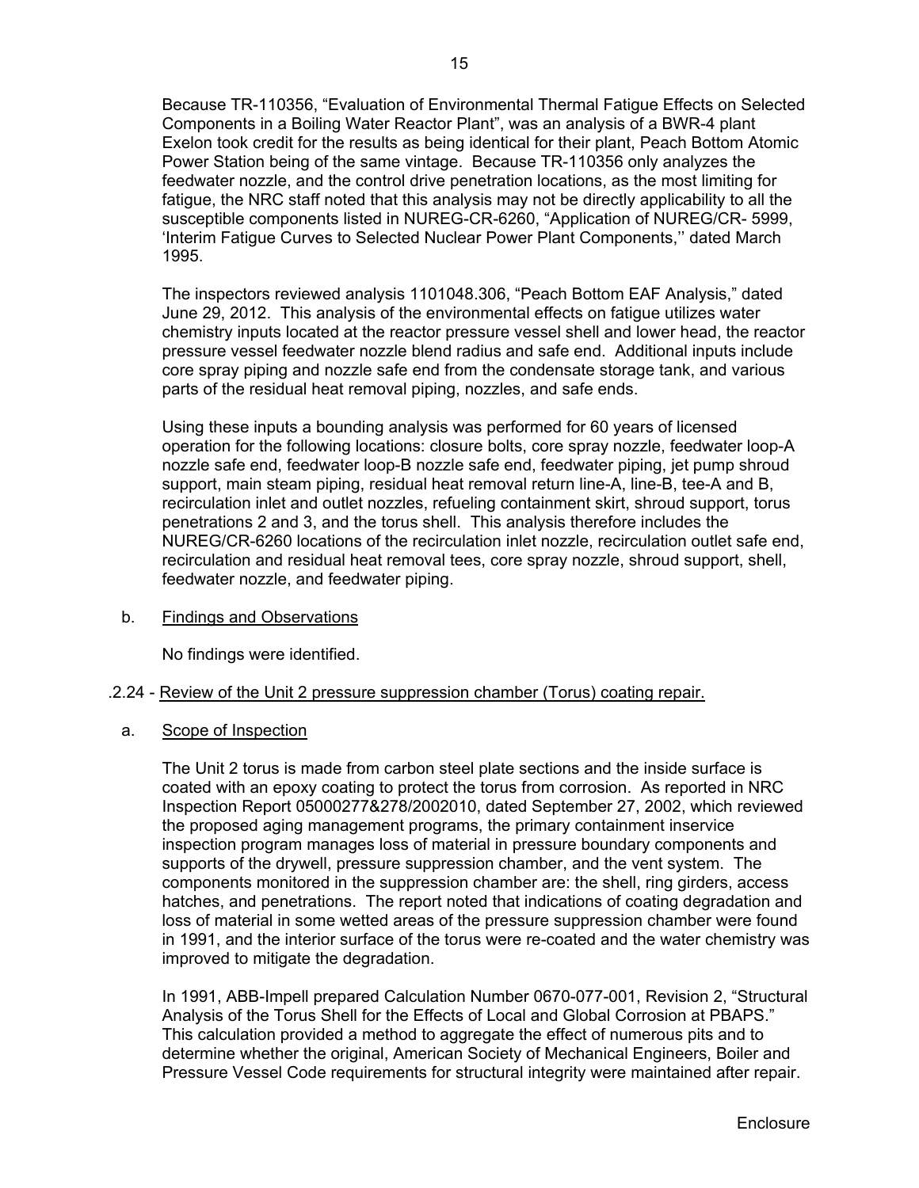Because TR-110356, “Evaluation of Environmental Thermal Fatigue Effects on Selected Components in a Boiling Water Reactor Plant”, was an analysis of a BWR-4 plant Exelon took credit for the results as being identical for their plant, Peach Bottom Atomic Power Station being of the same vintage. Because TR-110356 only analyzes the feedwater nozzle, and the control drive penetration locations, as the most limiting for fatigue, the NRC staff noted that this analysis may not be directly applicability to all the susceptible components listed in NUREG-CR-6260, “Application of NUREG/CR- 5999, ‘Interim Fatigue Curves to Selected Nuclear Power Plant Components,’’ dated March 1995.

The inspectors reviewed analysis 1101048.306, “Peach Bottom EAF Analysis,” dated June 29, 2012. This analysis of the environmental effects on fatigue utilizes water chemistry inputs located at the reactor pressure vessel shell and lower head, the reactor pressure vessel feedwater nozzle blend radius and safe end. Additional inputs include core spray piping and nozzle safe end from the condensate storage tank, and various parts of the residual heat removal piping, nozzles, and safe ends.

Using these inputs a bounding analysis was performed for 60 years of licensed operation for the following locations: closure bolts, core spray nozzle, feedwater loop-A nozzle safe end, feedwater loop-B nozzle safe end, feedwater piping, jet pump shroud support, main steam piping, residual heat removal return line-A, line-B, tee-A and B, recirculation inlet and outlet nozzles, refueling containment skirt, shroud support, torus penetrations 2 and 3, and the torus shell. This analysis therefore includes the NUREG/CR-6260 locations of the recirculation inlet nozzle, recirculation outlet safe end, recirculation and residual heat removal tees, core spray nozzle, shroud support, shell, feedwater nozzle, and feedwater piping.

b. <u>Findings and Observations</u>

No findings were identified.

.2.24 - <u>Review of the Unit 2 pressure suppression chamber (Torus) coating repair.</u>

a. <u>Scope of Inspection</u>

The Unit 2 torus is made from carbon steel plate sections and the inside surface is coated with an epoxy coating to protect the torus from corrosion. As reported in NRC Inspection Report 05000277&278/2002010, dated September 27, 2002, which reviewed the proposed aging management programs, the primary containment inservice inspection program manages loss of material in pressure boundary components and supports of the drywell, pressure suppression chamber, and the vent system. The components monitored in the suppression chamber are: the shell, ring girders, access hatches, and penetrations. The report noted that indications of coating degradation and loss of material in some wetted areas of the pressure suppression chamber were found in 1991, and the interior surface of the torus were re-coated and the water chemistry was improved to mitigate the degradation.

In 1991, ABB-Impell prepared Calculation Number 0670-077-001, Revision 2, “Structural Analysis of the Torus Shell for the Effects of Local and Global Corrosion at PBAPS.” This calculation provided a method to aggregate the effect of numerous pits and to determine whether the original, American Society of Mechanical Engineers, Boiler and Pressure Vessel Code requirements for structural integrity were maintained after repair.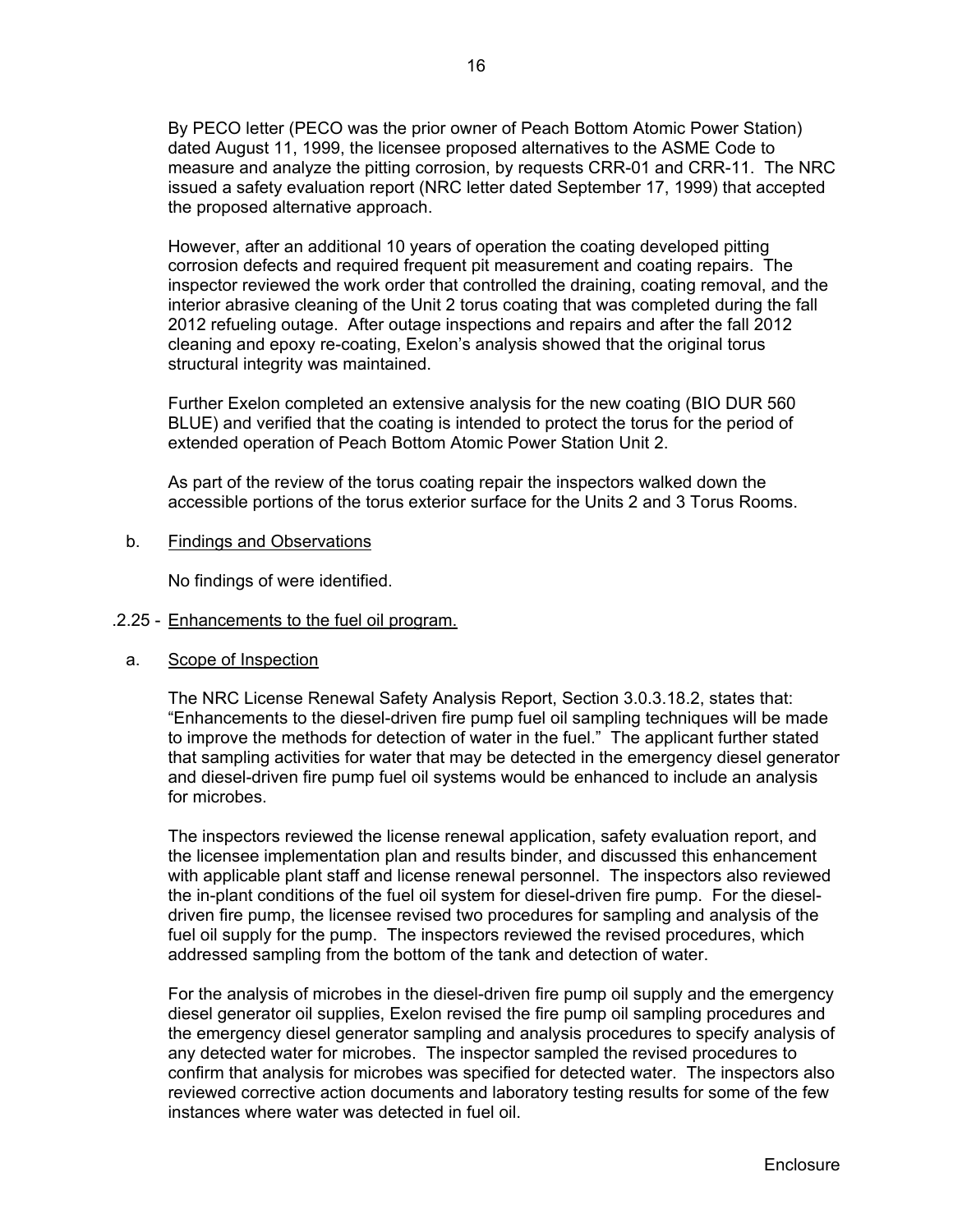By PECO letter (PECO was the prior owner of Peach Bottom Atomic Power Station) dated August 11, 1999, the licensee proposed alternatives to the ASME Code to measure and analyze the pitting corrosion, by requests CRR-01 and CRR-11. The NRC issued a safety evaluation report (NRC letter dated September 17, 1999) that accepted the proposed alternative approach.

However, after an additional 10 years of operation the coating developed pitting corrosion defects and required frequent pit measurement and coating repairs. The inspector reviewed the work order that controlled the draining, coating removal, and the interior abrasive cleaning of the Unit 2 torus coating that was completed during the fall 2012 refueling outage. After outage inspections and repairs and after the fall 2012 cleaning and epoxy re-coating, Exelon's analysis showed that the original torus structural integrity was maintained.

Further Exelon completed an extensive analysis for the new coating (BIO DUR 560 BLUE) and verified that the coating is intended to protect the torus for the period of extended operation of Peach Bottom Atomic Power Station Unit 2.

As part of the review of the torus coating repair the inspectors walked down the accessible portions of the torus exterior surface for the Units 2 and 3 Torus Rooms.

b. Findings and Observations

No findings of were identified.

.2.25 - Enhancements to the fuel oil program.

a. Scope of Inspection

The NRC License Renewal Safety Analysis Report, Section 3.0.3.18.2, states that: "Enhancements to the diesel-driven fire pump fuel oil sampling techniques will be made to improve the methods for detection of water in the fuel." The applicant further stated that sampling activities for water that may be detected in the emergency diesel generator and diesel-driven fire pump fuel oil systems would be enhanced to include an analysis for microbes.

The inspectors reviewed the license renewal application, safety evaluation report, and the licensee implementation plan and results binder, and discussed this enhancement with applicable plant staff and license renewal personnel. The inspectors also reviewed the in-plant conditions of the fuel oil system for diesel-driven fire pump. For the diesel-driven fire pump, the licensee revised two procedures for sampling and analysis of the fuel oil supply for the pump. The inspectors reviewed the revised procedures, which addressed sampling from the bottom of the tank and detection of water.

For the analysis of microbes in the diesel-driven fire pump oil supply and the emergency diesel generator oil supplies, Exelon revised the fire pump oil sampling procedures and the emergency diesel generator sampling and analysis procedures to specify analysis of any detected water for microbes. The inspector sampled the revised procedures to confirm that analysis for microbes was specified for detected water. The inspectors also reviewed corrective action documents and laboratory testing results for some of the few instances where water was detected in fuel oil.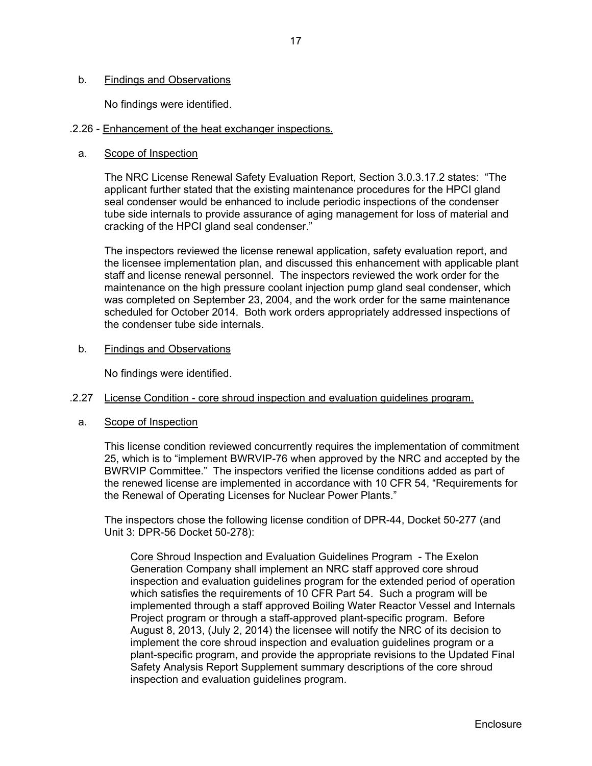b. Findings and Observations

No findings were identified.

.2.26 - Enhancement of the heat exchanger inspections.

a. Scope of Inspection

The NRC License Renewal Safety Evaluation Report, Section 3.0.3.17.2 states: "The applicant further stated that the existing maintenance procedures for the HPCI gland seal condenser would be enhanced to include periodic inspections of the condenser tube side internals to provide assurance of aging management for loss of material and cracking of the HPCI gland seal condenser."

The inspectors reviewed the license renewal application, safety evaluation report, and the licensee implementation plan, and discussed this enhancement with applicable plant staff and license renewal personnel. The inspectors reviewed the work order for the maintenance on the high pressure coolant injection pump gland seal condenser, which was completed on September 23, 2004, and the work order for the same maintenance scheduled for October 2014. Both work orders appropriately addressed inspections of the condenser tube side internals.

b. Findings and Observations

No findings were identified.

.2.27 License Condition - core shroud inspection and evaluation guidelines program.

a. Scope of Inspection

This license condition reviewed concurrently requires the implementation of commitment 25, which is to "implement BWRVIP-76 when approved by the NRC and accepted by the BWRVIP Committee." The inspectors verified the license conditions added as part of the renewed license are implemented in accordance with 10 CFR 54, "Requirements for the Renewal of Operating Licenses for Nuclear Power Plants."

The inspectors chose the following license condition of DPR-44, Docket 50-277 (and Unit 3: DPR-56 Docket 50-278):

> Core Shroud Inspection and Evaluation Guidelines Program - The Exelon Generation Company shall implement an NRC staff approved core shroud inspection and evaluation guidelines program for the extended period of operation which satisfies the requirements of 10 CFR Part 54. Such a program will be implemented through a staff approved Boiling Water Reactor Vessel and Internals Project program or through a staff-approved plant-specific program. Before August 8, 2013, (July 2, 2014) the licensee will notify the NRC of its decision to implement the core shroud inspection and evaluation guidelines program or a plant-specific program, and provide the appropriate revisions to the Updated Final Safety Analysis Report Supplement summary descriptions of the core shroud inspection and evaluation guidelines program.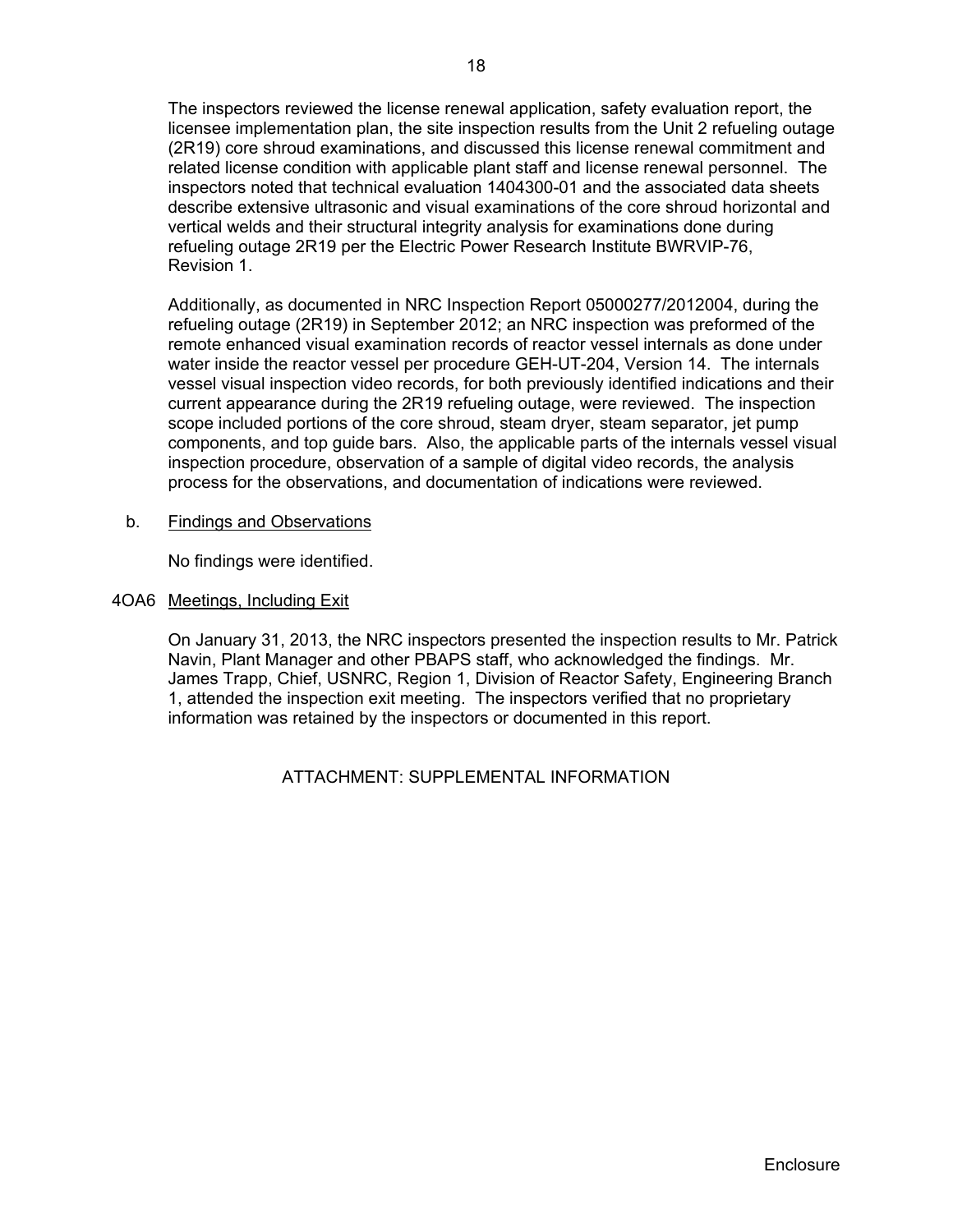The inspectors reviewed the license renewal application, safety evaluation report, the licensee implementation plan, the site inspection results from the Unit 2 refueling outage (2R19) core shroud examinations, and discussed this license renewal commitment and related license condition with applicable plant staff and license renewal personnel. The inspectors noted that technical evaluation 1404300-01 and the associated data sheets describe extensive ultrasonic and visual examinations of the core shroud horizontal and vertical welds and their structural integrity analysis for examinations done during refueling outage 2R19 per the Electric Power Research Institute BWRVIP-76, Revision 1.

Additionally, as documented in NRC Inspection Report 05000277/2012004, during the refueling outage (2R19) in September 2012; an NRC inspection was preformed of the remote enhanced visual examination records of reactor vessel internals as done under water inside the reactor vessel per procedure GEH-UT-204, Version 14. The internals vessel visual inspection video records, for both previously identified indications and their current appearance during the 2R19 refueling outage, were reviewed. The inspection scope included portions of the core shroud, steam dryer, steam separator, jet pump components, and top guide bars. Also, the applicable parts of the internals vessel visual inspection procedure, observation of a sample of digital video records, the analysis process for the observations, and documentation of indications were reviewed.

b. Findings and Observations

No findings were identified.

## 4OA6 Meetings, Including Exit

On January 31, 2013, the NRC inspectors presented the inspection results to Mr. Patrick Navin, Plant Manager and other PBAPS staff, who acknowledged the findings. Mr. James Trapp, Chief, USNRC, Region 1, Division of Reactor Safety, Engineering Branch 1, attended the inspection exit meeting. The inspectors verified that no proprietary information was retained by the inspectors or documented in this report.

ATTACHMENT: SUPPLEMENTAL INFORMATION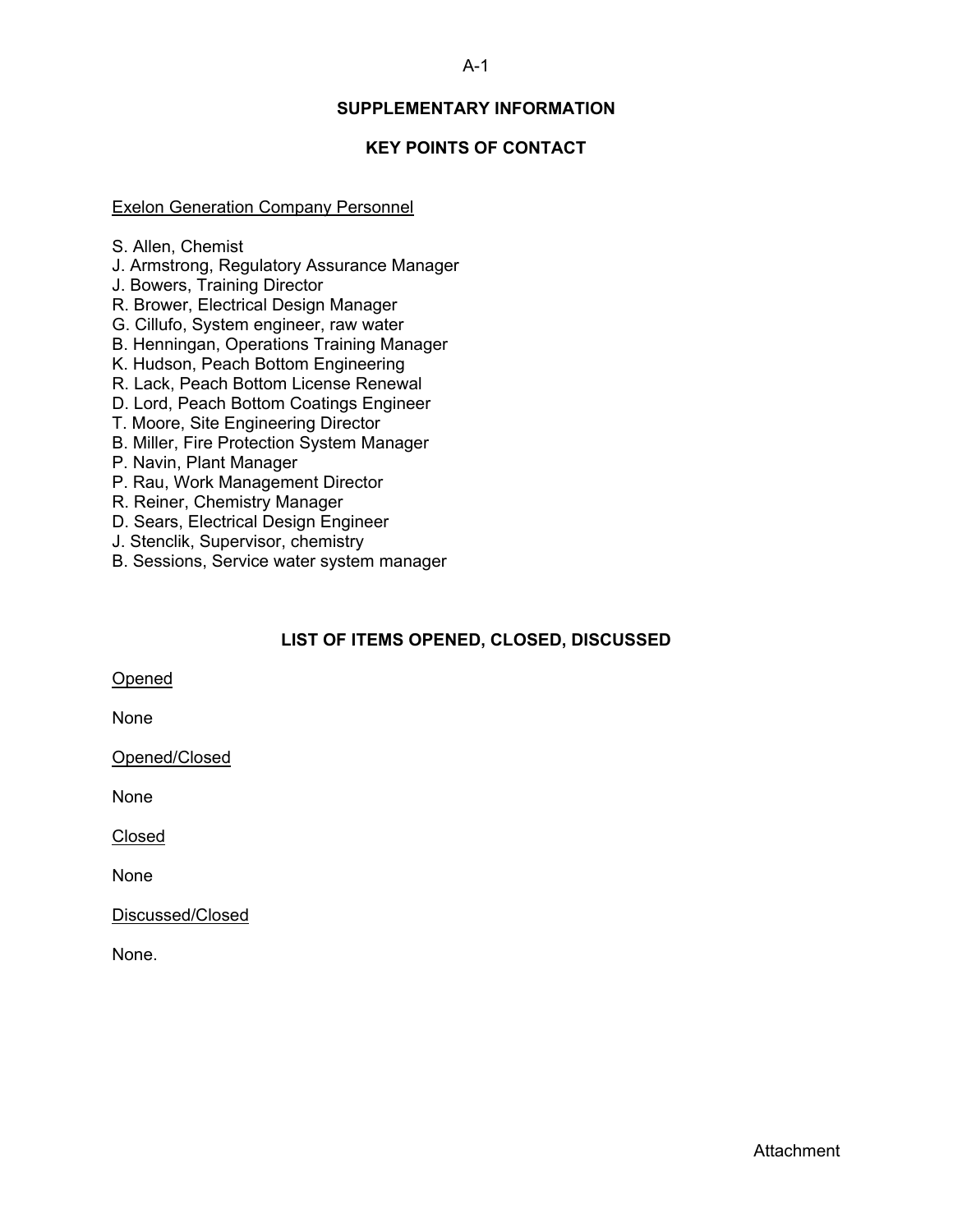## SUPPLEMENTARY INFORMATION

## KEY POINTS OF CONTACT

Exelon Generation Company Personnel

S. Allen, Chemist
J. Armstrong, Regulatory Assurance Manager
J. Bowers, Training Director
R. Brower, Electrical Design Manager
G. Cillufo, System engineer, raw water
B. Henningan, Operations Training Manager
K. Hudson, Peach Bottom Engineering
R. Lack, Peach Bottom License Renewal
D. Lord, Peach Bottom Coatings Engineer
T. Moore, Site Engineering Director
B. Miller, Fire Protection System Manager
P. Navin, Plant Manager
P. Rau, Work Management Director
R. Reiner, Chemistry Manager
D. Sears, Electrical Design Engineer
J. Stenclik, Supervisor, chemistry
B. Sessions, Service water system manager

## LIST OF ITEMS OPENED, CLOSED, DISCUSSED

Opened

None

Opened/Closed

None

Closed

None

Discussed/Closed

None.

Attachment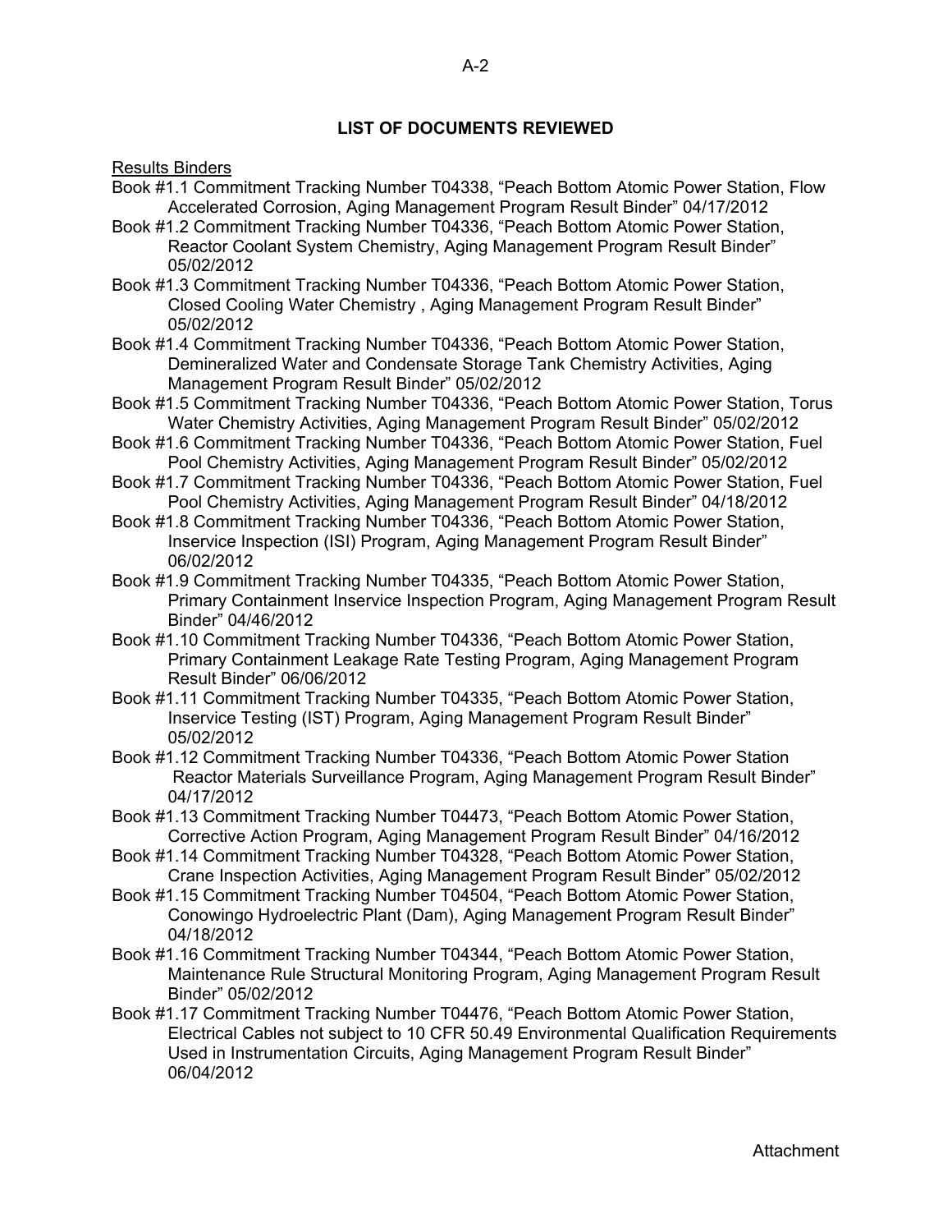## LIST OF DOCUMENTS REVIEWED

Results Binders

Book #1.1 Commitment Tracking Number T04338, "Peach Bottom Atomic Power Station, Flow Accelerated Corrosion, Aging Management Program Result Binder" 04/17/2012

Book #1.2 Commitment Tracking Number T04336, "Peach Bottom Atomic Power Station, Reactor Coolant System Chemistry, Aging Management Program Result Binder" 05/02/2012

Book #1.3 Commitment Tracking Number T04336, "Peach Bottom Atomic Power Station, Closed Cooling Water Chemistry , Aging Management Program Result Binder" 05/02/2012

Book #1.4 Commitment Tracking Number T04336, "Peach Bottom Atomic Power Station, Demineralized Water and Condensate Storage Tank Chemistry Activities, Aging Management Program Result Binder" 05/02/2012

Book #1.5 Commitment Tracking Number T04336, "Peach Bottom Atomic Power Station, Torus Water Chemistry Activities, Aging Management Program Result Binder" 05/02/2012

Book #1.6 Commitment Tracking Number T04336, "Peach Bottom Atomic Power Station, Fuel Pool Chemistry Activities, Aging Management Program Result Binder" 05/02/2012

Book #1.7 Commitment Tracking Number T04336, "Peach Bottom Atomic Power Station, Fuel Pool Chemistry Activities, Aging Management Program Result Binder" 04/18/2012

Book #1.8 Commitment Tracking Number T04336, "Peach Bottom Atomic Power Station, Inservice Inspection (ISI) Program, Aging Management Program Result Binder" 06/02/2012

Book #1.9 Commitment Tracking Number T04335, "Peach Bottom Atomic Power Station, Primary Containment Inservice Inspection Program, Aging Management Program Result Binder" 04/46/2012

Book #1.10 Commitment Tracking Number T04336, "Peach Bottom Atomic Power Station, Primary Containment Leakage Rate Testing Program, Aging Management Program Result Binder" 06/06/2012

Book #1.11 Commitment Tracking Number T04335, "Peach Bottom Atomic Power Station, Inservice Testing (IST) Program, Aging Management Program Result Binder" 05/02/2012

Book #1.12 Commitment Tracking Number T04336, "Peach Bottom Atomic Power Station Reactor Materials Surveillance Program, Aging Management Program Result Binder" 04/17/2012

Book #1.13 Commitment Tracking Number T04473, "Peach Bottom Atomic Power Station, Corrective Action Program, Aging Management Program Result Binder" 04/16/2012

Book #1.14 Commitment Tracking Number T04328, "Peach Bottom Atomic Power Station, Crane Inspection Activities, Aging Management Program Result Binder" 05/02/2012

Book #1.15 Commitment Tracking Number T04504, "Peach Bottom Atomic Power Station, Conowingo Hydroelectric Plant (Dam), Aging Management Program Result Binder" 04/18/2012

Book #1.16 Commitment Tracking Number T04344, "Peach Bottom Atomic Power Station, Maintenance Rule Structural Monitoring Program, Aging Management Program Result Binder" 05/02/2012

Book #1.17 Commitment Tracking Number T04476, "Peach Bottom Atomic Power Station, Electrical Cables not subject to 10 CFR 50.49 Environmental Qualification Requirements Used in Instrumentation Circuits, Aging Management Program Result Binder" 06/04/2012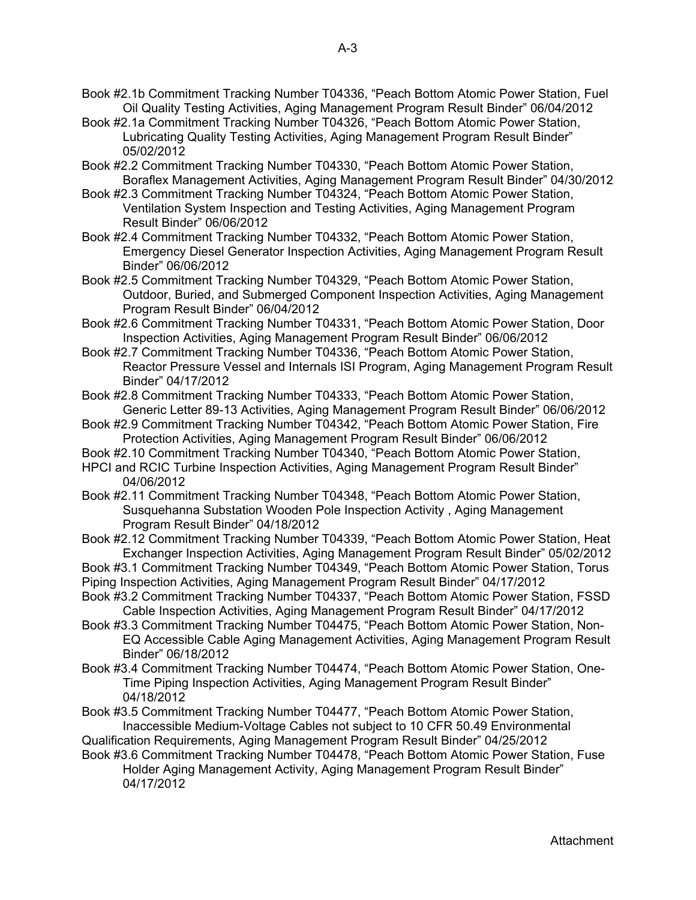Book #2.1b Commitment Tracking Number T04336, "Peach Bottom Atomic Power Station, Fuel Oil Quality Testing Activities, Aging Management Program Result Binder" 06/04/2012

Book #2.1a Commitment Tracking Number T04326, "Peach Bottom Atomic Power Station, Lubricating Quality Testing Activities, Aging Management Program Result Binder" 05/02/2012

Book #2.2 Commitment Tracking Number T04330, "Peach Bottom Atomic Power Station, Boraflex Management Activities, Aging Management Program Result Binder" 04/30/2012

Book #2.3 Commitment Tracking Number T04324, "Peach Bottom Atomic Power Station, Ventilation System Inspection and Testing Activities, Aging Management Program Result Binder" 06/06/2012

Book #2.4 Commitment Tracking Number T04332, "Peach Bottom Atomic Power Station, Emergency Diesel Generator Inspection Activities, Aging Management Program Result Binder" 06/06/2012

Book #2.5 Commitment Tracking Number T04329, "Peach Bottom Atomic Power Station, Outdoor, Buried, and Submerged Component Inspection Activities, Aging Management Program Result Binder" 06/04/2012

Book #2.6 Commitment Tracking Number T04331, "Peach Bottom Atomic Power Station, Door Inspection Activities, Aging Management Program Result Binder" 06/06/2012

Book #2.7 Commitment Tracking Number T04336, "Peach Bottom Atomic Power Station, Reactor Pressure Vessel and Internals ISI Program, Aging Management Program Result Binder" 04/17/2012

Book #2.8 Commitment Tracking Number T04333, "Peach Bottom Atomic Power Station, Generic Letter 89-13 Activities, Aging Management Program Result Binder" 06/06/2012

Book #2.9 Commitment Tracking Number T04342, "Peach Bottom Atomic Power Station, Fire Protection Activities, Aging Management Program Result Binder" 06/06/2012

Book #2.10 Commitment Tracking Number T04340, "Peach Bottom Atomic Power Station, HPCI and RCIC Turbine Inspection Activities, Aging Management Program Result Binder" 04/06/2012

Book #2.11 Commitment Tracking Number T04348, "Peach Bottom Atomic Power Station, Susquehanna Substation Wooden Pole Inspection Activity , Aging Management Program Result Binder" 04/18/2012

Book #2.12 Commitment Tracking Number T04339, "Peach Bottom Atomic Power Station, Heat Exchanger Inspection Activities, Aging Management Program Result Binder" 05/02/2012

Book #3.1 Commitment Tracking Number T04349, "Peach Bottom Atomic Power Station, Torus Piping Inspection Activities, Aging Management Program Result Binder" 04/17/2012

Book #3.2 Commitment Tracking Number T04337, "Peach Bottom Atomic Power Station, FSSD Cable Inspection Activities, Aging Management Program Result Binder" 04/17/2012

Book #3.3 Commitment Tracking Number T04475, "Peach Bottom Atomic Power Station, Non-EQ Accessible Cable Aging Management Activities, Aging Management Program Result Binder" 06/18/2012

Book #3.4 Commitment Tracking Number T04474, "Peach Bottom Atomic Power Station, One-Time Piping Inspection Activities, Aging Management Program Result Binder" 04/18/2012

Book #3.5 Commitment Tracking Number T04477, "Peach Bottom Atomic Power Station, Inaccessible Medium-Voltage Cables not subject to 10 CFR 50.49 Environmental Qualification Requirements, Aging Management Program Result Binder" 04/25/2012

Book #3.6 Commitment Tracking Number T04478, "Peach Bottom Atomic Power Station, Fuse Holder Aging Management Activity, Aging Management Program Result Binder" 04/17/2012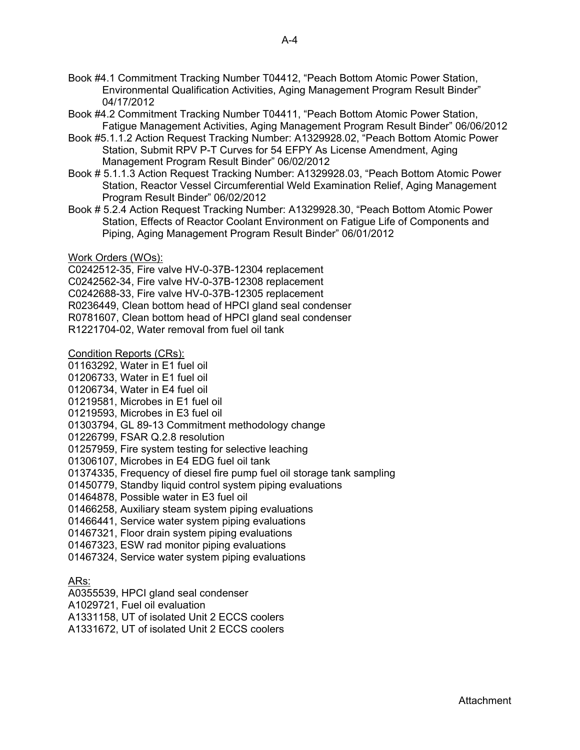Book #4.1 Commitment Tracking Number T04412, "Peach Bottom Atomic Power Station, Environmental Qualification Activities, Aging Management Program Result Binder" 04/17/2012

Book #4.2 Commitment Tracking Number T04411, "Peach Bottom Atomic Power Station, Fatigue Management Activities, Aging Management Program Result Binder" 06/06/2012

Book #5.1.1.2 Action Request Tracking Number: A1329928.02, "Peach Bottom Atomic Power Station, Submit RPV P-T Curves for 54 EFPY As License Amendment, Aging Management Program Result Binder" 06/02/2012

Book # 5.1.1.3 Action Request Tracking Number: A1329928.03, "Peach Bottom Atomic Power Station, Reactor Vessel Circumferential Weld Examination Relief, Aging Management Program Result Binder" 06/02/2012

Book # 5.2.4 Action Request Tracking Number: A1329928.30, "Peach Bottom Atomic Power Station, Effects of Reactor Coolant Environment on Fatigue Life of Components and Piping, Aging Management Program Result Binder" 06/01/2012

Work Orders (WOs):

C0242512-35, Fire valve HV-0-37B-12304 replacement
C0242562-34, Fire valve HV-0-37B-12308 replacement
C0242688-33, Fire valve HV-0-37B-12305 replacement
R0236449, Clean bottom head of HPCI gland seal condenser
R0781607, Clean bottom head of HPCI gland seal condenser
R1221704-02, Water removal from fuel oil tank

Condition Reports (CRs):

01163292, Water in E1 fuel oil
01206733, Water in E1 fuel oil
01206734, Water in E4 fuel oil
01219581, Microbes in E1 fuel oil
01219593, Microbes in E3 fuel oil
01303794, GL 89-13 Commitment methodology change
01226799, FSAR Q.2.8 resolution
01257959, Fire system testing for selective leaching
01306107, Microbes in E4 EDG fuel oil tank
01374335, Frequency of diesel fire pump fuel oil storage tank sampling
01450779, Standby liquid control system piping evaluations
01464878, Possible water in E3 fuel oil
01466258, Auxiliary steam system piping evaluations
01466441, Service water system piping evaluations
01467321, Floor drain system piping evaluations
01467323, ESW rad monitor piping evaluations
01467324, Service water system piping evaluations

ARs:

A0355539, HPCI gland seal condenser
A1029721, Fuel oil evaluation
A1331158, UT of isolated Unit 2 ECCS coolers
A1331672, UT of isolated Unit 2 ECCS coolers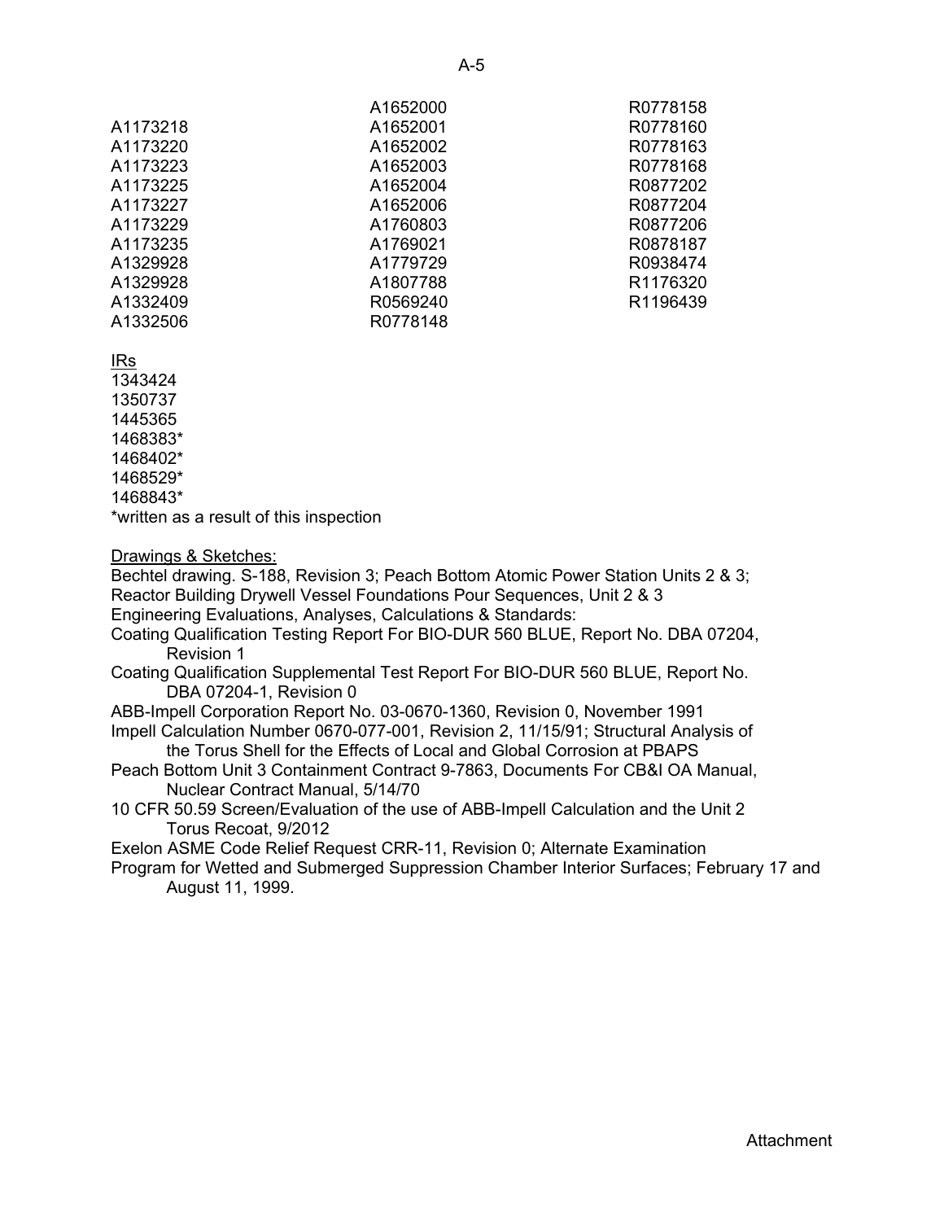A1173218
A1173220
A1173223
A1173225
A1173227
A1173229
A1173235
A1329928
A1329928
A1332409
A1332506
A1652000
A1652001
A1652002
A1652003
A1652004
A1652006
A1760803
A1769021
A1779729
A1807788
R0569240
R0778148
R0778158
R0778160
R0778163
R0778168
R0877202
R0877204
R0877206
R0878187
R0938474
R1176320
R1196439

IRs
1343424
1350737
1445365
1468383*
1468402*
1468529*
1468843*
*written as a result of this inspection

Drawings & Sketches:
Bechtel drawing. S-188, Revision 3; Peach Bottom Atomic Power Station Units 2 & 3; Reactor Building Drywell Vessel Foundations Pour Sequences, Unit 2 & 3

Engineering Evaluations, Analyses, Calculations & Standards:

Coating Qualification Testing Report For BIO-DUR 560 BLUE, Report No. DBA 07204, Revision 1

Coating Qualification Supplemental Test Report For BIO-DUR 560 BLUE, Report No. DBA 07204-1, Revision 0

ABB-Impell Corporation Report No. 03-0670-1360, Revision 0, November 1991

Impell Calculation Number 0670-077-001, Revision 2, 11/15/91; Structural Analysis of the Torus Shell for the Effects of Local and Global Corrosion at PBAPS

Peach Bottom Unit 3 Containment Contract 9-7863, Documents For CB&I OA Manual, Nuclear Contract Manual, 5/14/70

10 CFR 50.59 Screen/Evaluation of the use of ABB-Impell Calculation and the Unit 2 Torus Recoat, 9/2012

Exelon ASME Code Relief Request CRR-11, Revision 0; Alternate Examination Program for Wetted and Submerged Suppression Chamber Interior Surfaces; February 17 and August 11, 1999.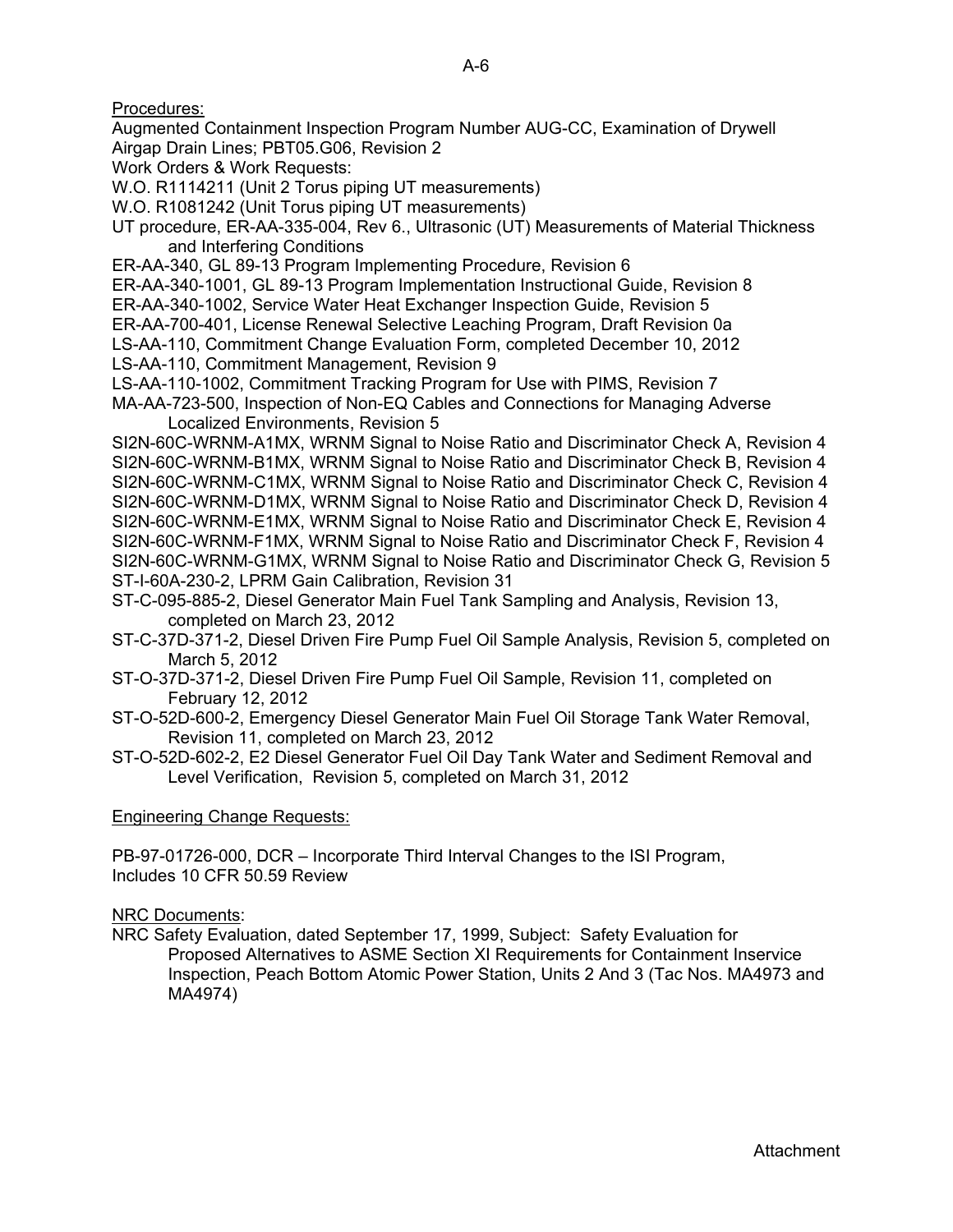Procedures:

Augmented Containment Inspection Program Number AUG-CC, Examination of Drywell Airgap Drain Lines; PBT05.G06, Revision 2

Work Orders & Work Requests:

W.O. R1114211 (Unit 2 Torus piping UT measurements)

W.O. R1081242 (Unit Torus piping UT measurements)

UT procedure, ER-AA-335-004, Rev 6., Ultrasonic (UT) Measurements of Material Thickness and Interfering Conditions

ER-AA-340, GL 89-13 Program Implementing Procedure, Revision 6

ER-AA-340-1001, GL 89-13 Program Implementation Instructional Guide, Revision 8

ER-AA-340-1002, Service Water Heat Exchanger Inspection Guide, Revision 5

ER-AA-700-401, License Renewal Selective Leaching Program, Draft Revision 0a

LS-AA-110, Commitment Change Evaluation Form, completed December 10, 2012

LS-AA-110, Commitment Management, Revision 9

LS-AA-110-1002, Commitment Tracking Program for Use with PIMS, Revision 7

MA-AA-723-500, Inspection of Non-EQ Cables and Connections for Managing Adverse Localized Environments, Revision 5

SI2N-60C-WRNM-A1MX, WRNM Signal to Noise Ratio and Discriminator Check A, Revision 4

SI2N-60C-WRNM-B1MX, WRNM Signal to Noise Ratio and Discriminator Check B, Revision 4

SI2N-60C-WRNM-C1MX, WRNM Signal to Noise Ratio and Discriminator Check C, Revision 4

SI2N-60C-WRNM-D1MX, WRNM Signal to Noise Ratio and Discriminator Check D, Revision 4

SI2N-60C-WRNM-E1MX, WRNM Signal to Noise Ratio and Discriminator Check E, Revision 4

SI2N-60C-WRNM-F1MX, WRNM Signal to Noise Ratio and Discriminator Check F, Revision 4

SI2N-60C-WRNM-G1MX, WRNM Signal to Noise Ratio and Discriminator Check G, Revision 5

ST-I-60A-230-2, LPRM Gain Calibration, Revision 31

ST-C-095-885-2, Diesel Generator Main Fuel Tank Sampling and Analysis, Revision 13, completed on March 23, 2012

ST-C-37D-371-2, Diesel Driven Fire Pump Fuel Oil Sample Analysis, Revision 5, completed on March 5, 2012

ST-O-37D-371-2, Diesel Driven Fire Pump Fuel Oil Sample, Revision 11, completed on February 12, 2012

ST-O-52D-600-2, Emergency Diesel Generator Main Fuel Oil Storage Tank Water Removal, Revision 11, completed on March 23, 2012

ST-O-52D-602-2, E2 Diesel Generator Fuel Oil Day Tank Water and Sediment Removal and Level Verification, Revision 5, completed on March 31, 2012

Engineering Change Requests:

PB-97-01726-000, DCR – Incorporate Third Interval Changes to the ISI Program, Includes 10 CFR 50.59 Review

NRC Documents:

NRC Safety Evaluation, dated September 17, 1999, Subject: Safety Evaluation for Proposed Alternatives to ASME Section XI Requirements for Containment Inservice Inspection, Peach Bottom Atomic Power Station, Units 2 And 3 (Tac Nos. MA4973 and MA4974)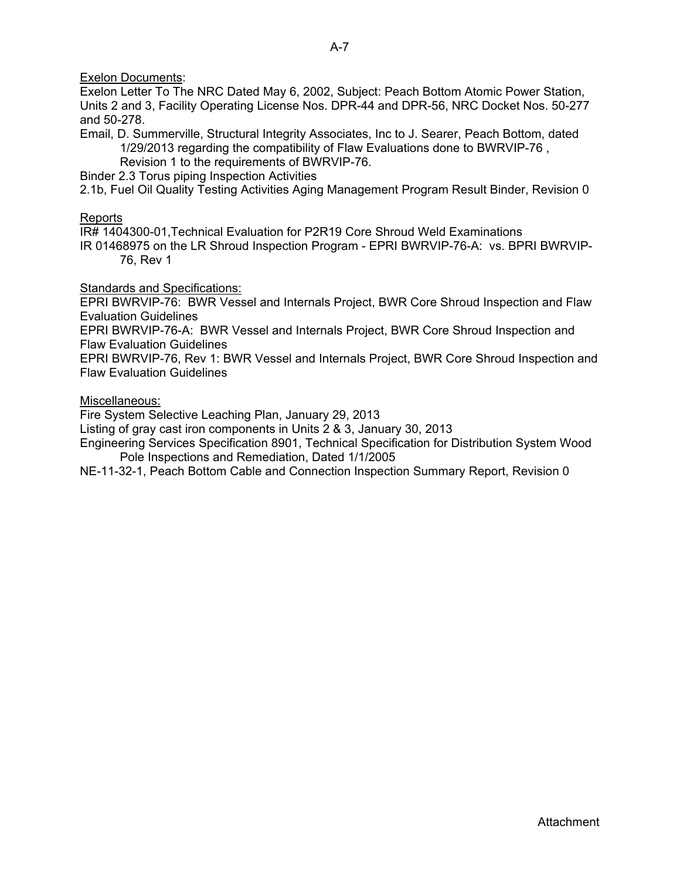Exelon Documents:

Exelon Letter To The NRC Dated May 6, 2002, Subject: Peach Bottom Atomic Power Station, Units 2 and 3, Facility Operating License Nos. DPR-44 and DPR-56, NRC Docket Nos. 50-277 and 50-278.

Email, D. Summerville, Structural Integrity Associates, Inc to J. Searer, Peach Bottom, dated 1/29/2013 regarding the compatibility of Flaw Evaluations done to BWRVIP-76 , Revision 1 to the requirements of BWRVIP-76.

Binder 2.3 Torus piping Inspection Activities

2.1b, Fuel Oil Quality Testing Activities Aging Management Program Result Binder, Revision 0

Reports

IR# 1404300-01,Technical Evaluation for P2R19 Core Shroud Weld Examinations

IR 01468975 on the LR Shroud Inspection Program - EPRI BWRVIP-76-A: vs. BPRI BWRVIP-76, Rev 1

Standards and Specifications:

EPRI BWRVIP-76: BWR Vessel and Internals Project, BWR Core Shroud Inspection and Flaw Evaluation Guidelines

EPRI BWRVIP-76-A: BWR Vessel and Internals Project, BWR Core Shroud Inspection and Flaw Evaluation Guidelines

EPRI BWRVIP-76, Rev 1: BWR Vessel and Internals Project, BWR Core Shroud Inspection and Flaw Evaluation Guidelines

Miscellaneous:

Fire System Selective Leaching Plan, January 29, 2013

Listing of gray cast iron components in Units 2 & 3, January 30, 2013

Engineering Services Specification 8901, Technical Specification for Distribution System Wood Pole Inspections and Remediation, Dated 1/1/2005

NE-11-32-1, Peach Bottom Cable and Connection Inspection Summary Report, Revision 0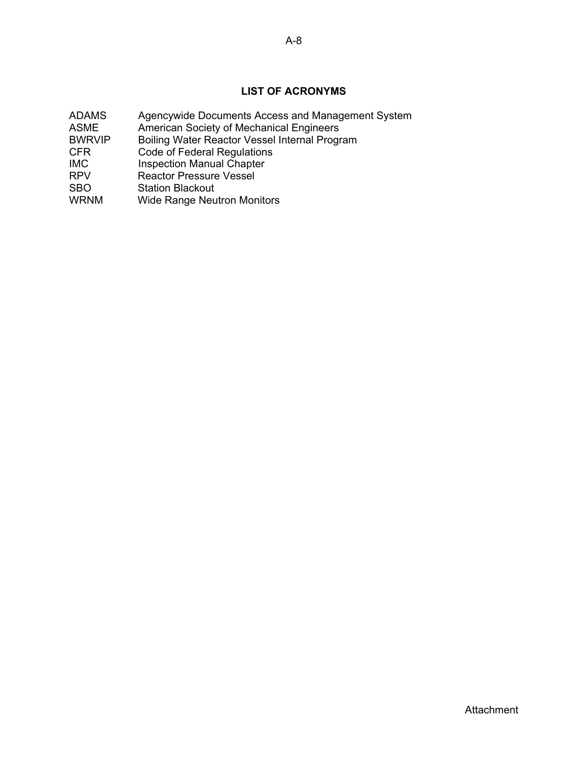## LIST OF ACRONYMS

| | |
|---|---|
| ADAMS | Agencywide Documents Access and Management System |
| ASME | American Society of Mechanical Engineers |
| BWRVIP | Boiling Water Reactor Vessel Internal Program |
| CFR | Code of Federal Regulations |
| IMC | Inspection Manual Chapter |
| RPV | Reactor Pressure Vessel |
| SBO | Station Blackout |
| WRNM | Wide Range Neutron Monitors |